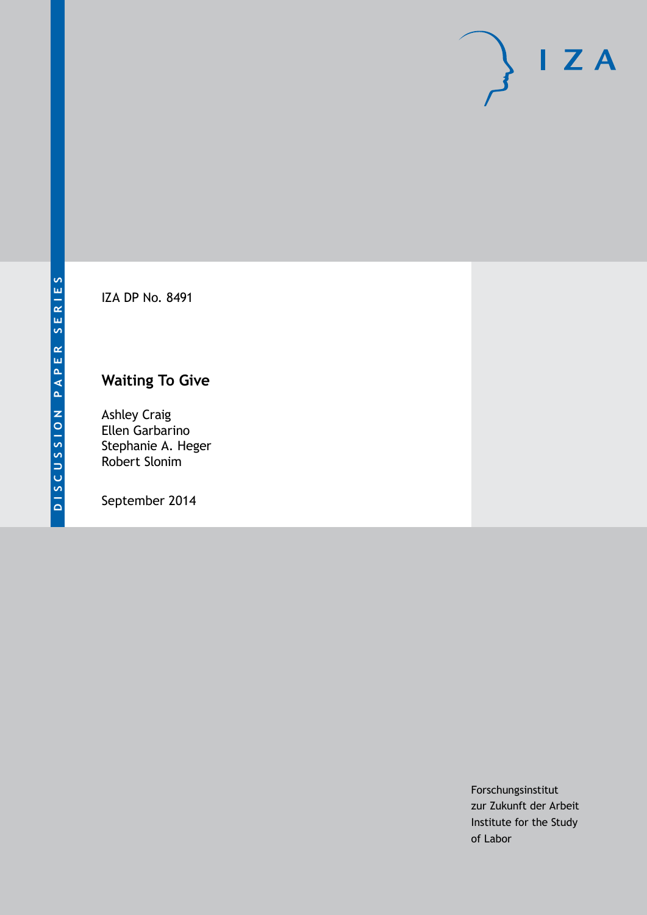DISCUSSION PAPER SERIES

I Z A

IZA DP No. 8491

# Waiting To Give

Ashley Craig
Ellen Garbarino
Stephanie A. Heger
Robert Slonim

September 2014

Forschungsinstitut
zur Zukunft der Arbeit
Institute for the Study
of Labor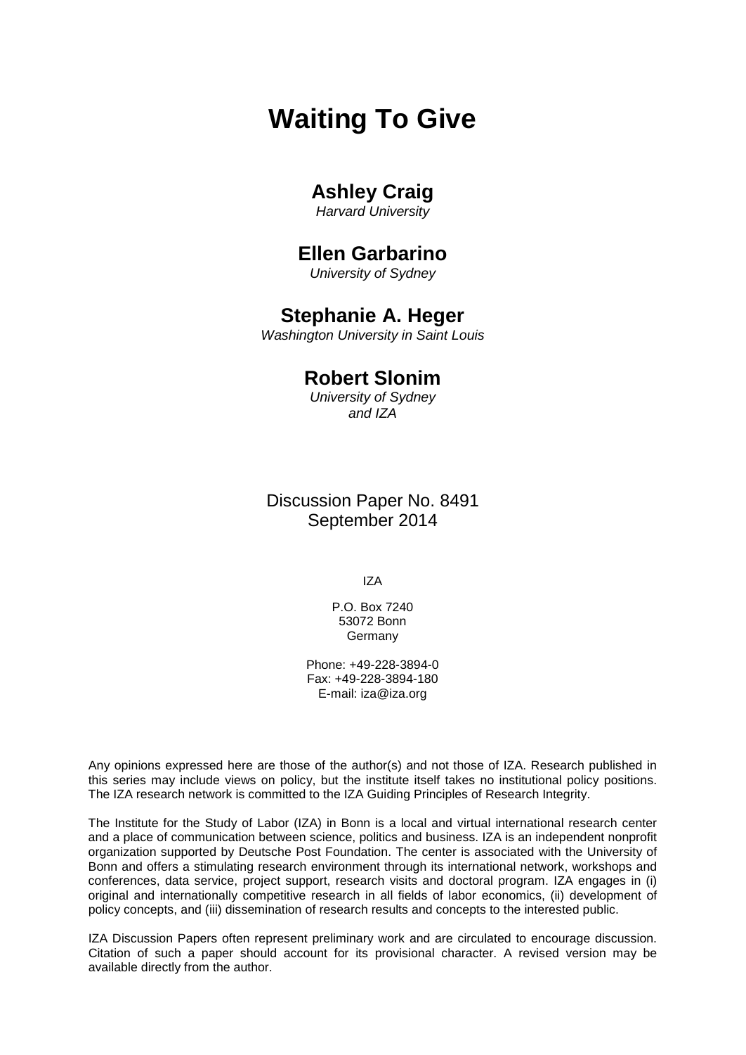# Waiting To Give

## Ashley Craig

*Harvard University*

## Ellen Garbarino

*University of Sydney*

## Stephanie A. Heger

*Washington University in Saint Louis*

## Robert Slonim

*University of Sydney and IZA*

Discussion Paper No. 8491
September 2014

IZA

P.O. Box 7240
53072 Bonn
Germany

Phone: +49-228-3894-0
Fax: +49-228-3894-180
E-mail: iza@iza.org

Any opinions expressed here are those of the author(s) and not those of IZA. Research published in this series may include views on policy, but the institute itself takes no institutional policy positions. The IZA research network is committed to the IZA Guiding Principles of Research Integrity.

The Institute for the Study of Labor (IZA) in Bonn is a local and virtual international research center and a place of communication between science, politics and business. IZA is an independent nonprofit organization supported by Deutsche Post Foundation. The center is associated with the University of Bonn and offers a stimulating research environment through its international network, workshops and conferences, data service, project support, research visits and doctoral program. IZA engages in (i) original and internationally competitive research in all fields of labor economics, (ii) development of policy concepts, and (iii) dissemination of research results and concepts to the interested public.

IZA Discussion Papers often represent preliminary work and are circulated to encourage discussion. Citation of such a paper should account for its provisional character. A revised version may be available directly from the author.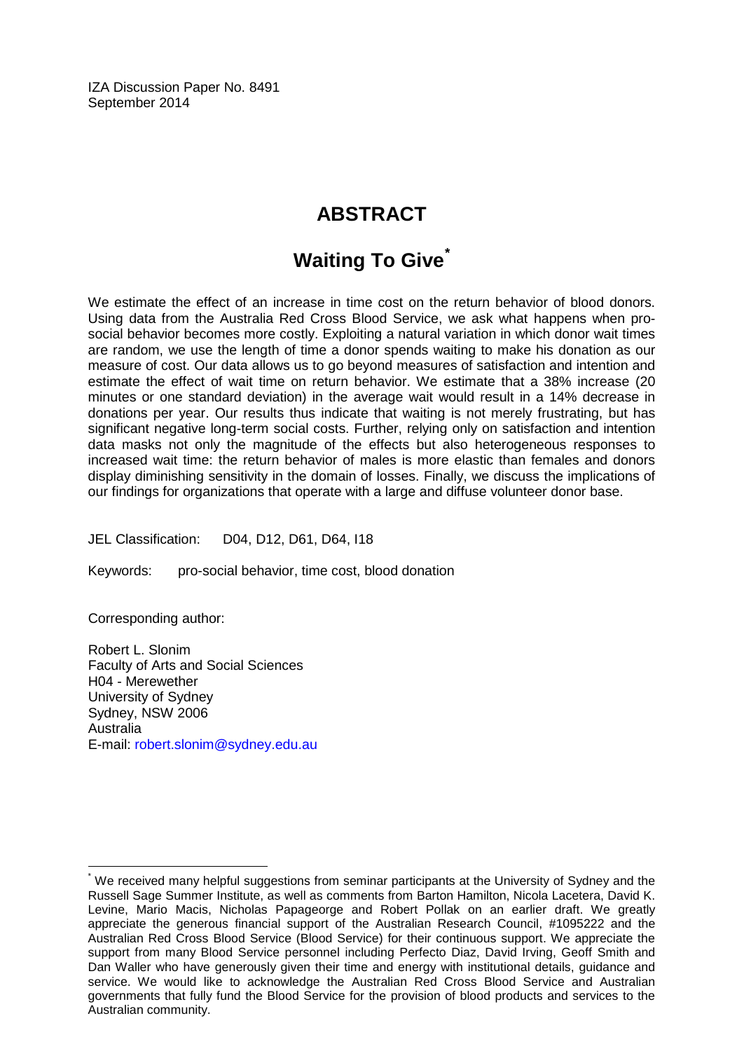IZA Discussion Paper No. 8491
September 2014

# ABSTRACT

## Waiting To Give*

We estimate the effect of an increase in time cost on the return behavior of blood donors. Using data from the Australia Red Cross Blood Service, we ask what happens when pro-social behavior becomes more costly. Exploiting a natural variation in which donor wait times are random, we use the length of time a donor spends waiting to make his donation as our measure of cost. Our data allows us to go beyond measures of satisfaction and intention and estimate the effect of wait time on return behavior. We estimate that a 38% increase (20 minutes or one standard deviation) in the average wait would result in a 14% decrease in donations per year. Our results thus indicate that waiting is not merely frustrating, but has significant negative long-term social costs. Further, relying only on satisfaction and intention data masks not only the magnitude of the effects but also heterogeneous responses to increased wait time: the return behavior of males is more elastic than females and donors display diminishing sensitivity in the domain of losses. Finally, we discuss the implications of our findings for organizations that operate with a large and diffuse volunteer donor base.

JEL Classification: D04, D12, D61, D64, I18

Keywords: pro-social behavior, time cost, blood donation

Corresponding author:

Robert L. Slonim
Faculty of Arts and Social Sciences
H04 - Merewether
University of Sydney
Sydney, NSW 2006
Australia
E-mail: robert.slonim@sydney.edu.au

---

* We received many helpful suggestions from seminar participants at the University of Sydney and the Russell Sage Summer Institute, as well as comments from Barton Hamilton, Nicola Lacetera, David K. Levine, Mario Macis, Nicholas Papageorge and Robert Pollak on an earlier draft. We greatly appreciate the generous financial support of the Australian Research Council, #1095222 and the Australian Red Cross Blood Service (Blood Service) for their continuous support. We appreciate the support from many Blood Service personnel including Perfecto Diaz, David Irving, Geoff Smith and Dan Waller who have generously given their time and energy with institutional details, guidance and service. We would like to acknowledge the Australian Red Cross Blood Service and Australian governments that fully fund the Blood Service for the provision of blood products and services to the Australian community.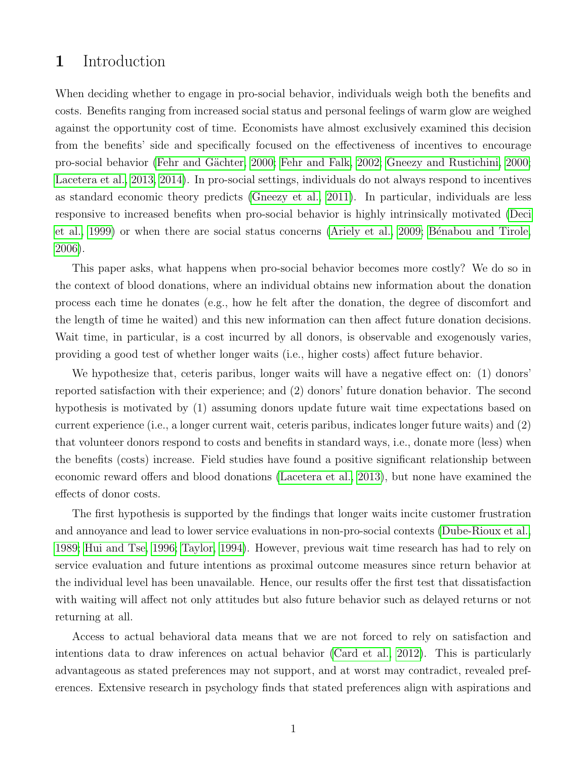# 1 Introduction

When deciding whether to engage in pro-social behavior, individuals weigh both the benefits and costs. Benefits ranging from increased social status and personal feelings of warm glow are weighed against the opportunity cost of time. Economists have almost exclusively examined this decision from the benefits' side and specifically focused on the effectiveness of incentives to encourage pro-social behavior (Fehr and Gächter, 2000; Fehr and Falk, 2002; Gneezy and Rustichini, 2000; Lacetera et al., 2013, 2014). In pro-social settings, individuals do not always respond to incentives as standard economic theory predicts (Gneezy et al., 2011). In particular, individuals are less responsive to increased benefits when pro-social behavior is highly intrinsically motivated (Deci et al., 1999) or when there are social status concerns (Ariely et al., 2009; Bénabou and Tirole, 2006).

This paper asks, what happens when pro-social behavior becomes more costly? We do so in the context of blood donations, where an individual obtains new information about the donation process each time he donates (e.g., how he felt after the donation, the degree of discomfort and the length of time he waited) and this new information can then affect future donation decisions. Wait time, in particular, is a cost incurred by all donors, is observable and exogenously varies, providing a good test of whether longer waits (i.e., higher costs) affect future behavior.

We hypothesize that, ceteris paribus, longer waits will have a negative effect on: (1) donors' reported satisfaction with their experience; and (2) donors' future donation behavior. The second hypothesis is motivated by (1) assuming donors update future wait time expectations based on current experience (i.e., a longer current wait, ceteris paribus, indicates longer future waits) and (2) that volunteer donors respond to costs and benefits in standard ways, i.e., donate more (less) when the benefits (costs) increase. Field studies have found a positive significant relationship between economic reward offers and blood donations (Lacetera et al., 2013), but none have examined the effects of donor costs.

The first hypothesis is supported by the findings that longer waits incite customer frustration and annoyance and lead to lower service evaluations in non-pro-social contexts (Dube-Rioux et al., 1989; Hui and Tse, 1996; Taylor, 1994). However, previous wait time research has had to rely on service evaluation and future intentions as proximal outcome measures since return behavior at the individual level has been unavailable. Hence, our results offer the first test that dissatisfaction with waiting will affect not only attitudes but also future behavior such as delayed returns or not returning at all.

Access to actual behavioral data means that we are not forced to rely on satisfaction and intentions data to draw inferences on actual behavior (Card et al., 2012). This is particularly advantageous as stated preferences may not support, and at worst may contradict, revealed preferences. Extensive research in psychology finds that stated preferences align with aspirations and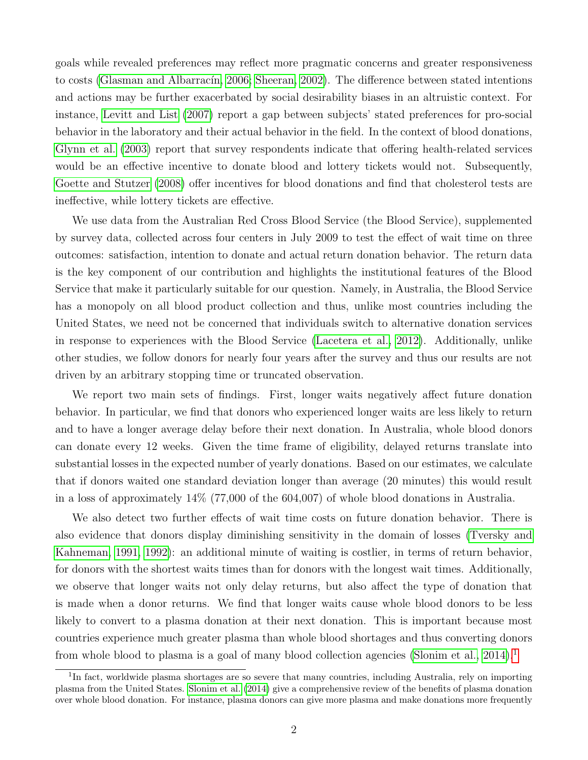goals while revealed preferences may reflect more pragmatic concerns and greater responsiveness to costs (Glasman and Albarracín, 2006; Sheeran, 2002). The difference between stated intentions and actions may be further exacerbated by social desirability biases in an altruistic context. For instance, Levitt and List (2007) report a gap between subjects' stated preferences for pro-social behavior in the laboratory and their actual behavior in the field. In the context of blood donations, Glynn et al. (2003) report that survey respondents indicate that offering health-related services would be an effective incentive to donate blood and lottery tickets would not. Subsequently, Goette and Stutzer (2008) offer incentives for blood donations and find that cholesterol tests are ineffective, while lottery tickets are effective.

We use data from the Australian Red Cross Blood Service (the Blood Service), supplemented by survey data, collected across four centers in July 2009 to test the effect of wait time on three outcomes: satisfaction, intention to donate and actual return donation behavior. The return data is the key component of our contribution and highlights the institutional features of the Blood Service that make it particularly suitable for our question. Namely, in Australia, the Blood Service has a monopoly on all blood product collection and thus, unlike most countries including the United States, we need not be concerned that individuals switch to alternative donation services in response to experiences with the Blood Service (Lacetera et al., 2012). Additionally, unlike other studies, we follow donors for nearly four years after the survey and thus our results are not driven by an arbitrary stopping time or truncated observation.

We report two main sets of findings. First, longer waits negatively affect future donation behavior. In particular, we find that donors who experienced longer waits are less likely to return and to have a longer average delay before their next donation. In Australia, whole blood donors can donate every 12 weeks. Given the time frame of eligibility, delayed returns translate into substantial losses in the expected number of yearly donations. Based on our estimates, we calculate that if donors waited one standard deviation longer than average (20 minutes) this would result in a loss of approximately 14% (77,000 of the 604,007) of whole blood donations in Australia.

We also detect two further effects of wait time costs on future donation behavior. There is also evidence that donors display diminishing sensitivity in the domain of losses (Tversky and Kahneman, 1991, 1992): an additional minute of waiting is costlier, in terms of return behavior, for donors with the shortest waits times than for donors with the longest wait times. Additionally, we observe that longer waits not only delay returns, but also affect the type of donation that is made when a donor returns. We find that longer waits cause whole blood donors to be less likely to convert to a plasma donation at their next donation. This is important because most countries experience much greater plasma than whole blood shortages and thus converting donors from whole blood to plasma is a goal of many blood collection agencies (Slonim et al., 2014).[1]

[1]In fact, worldwide plasma shortages are so severe that many countries, including Australia, rely on importing plasma from the United States. Slonim et al. (2014) give a comprehensive review of the benefits of plasma donation over whole blood donation. For instance, plasma donors can give more plasma and make donations more frequently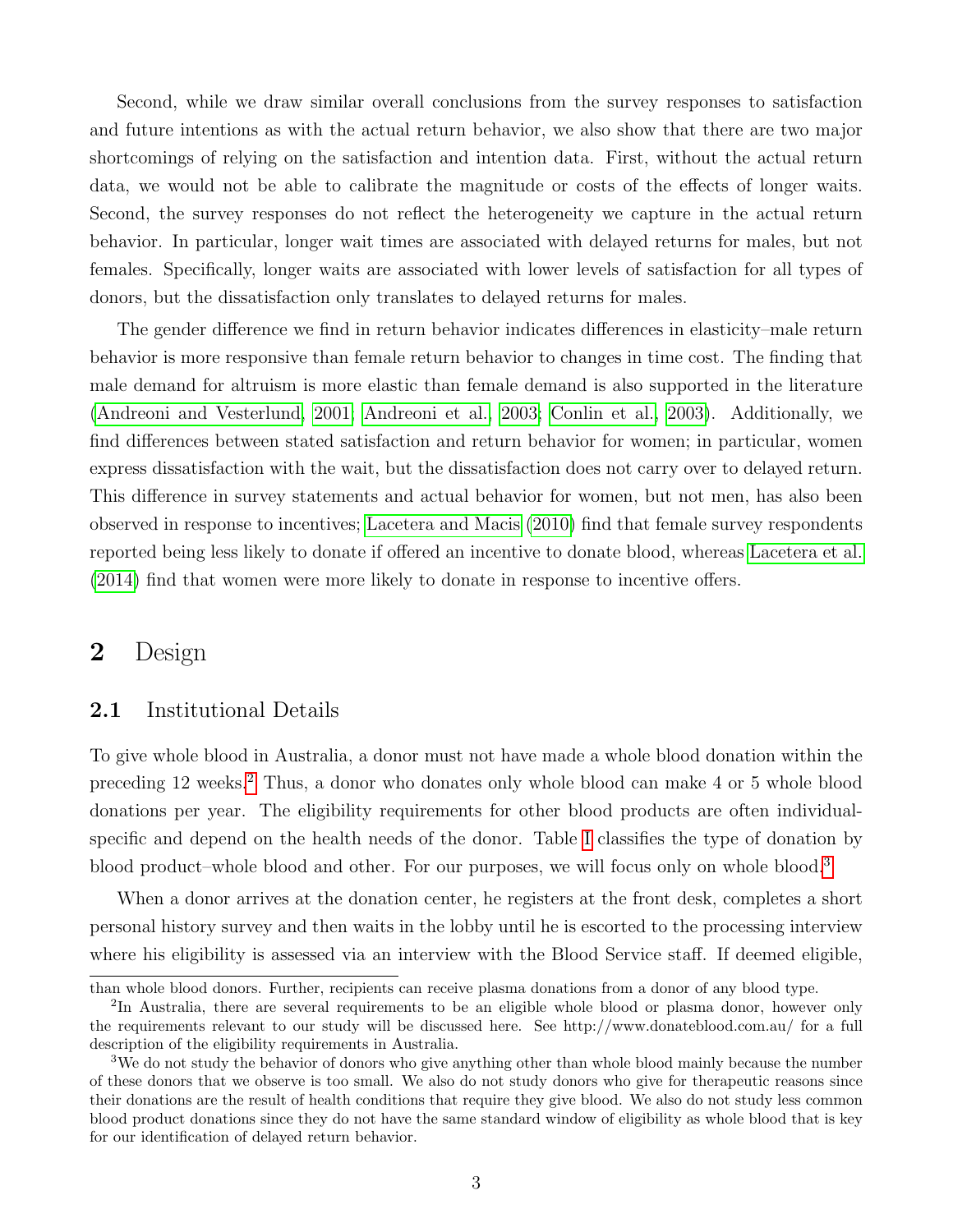Second, while we draw similar overall conclusions from the survey responses to satisfaction and future intentions as with the actual return behavior, we also show that there are two major shortcomings of relying on the satisfaction and intention data. First, without the actual return data, we would not be able to calibrate the magnitude or costs of the effects of longer waits. Second, the survey responses do not reflect the heterogeneity we capture in the actual return behavior. In particular, longer wait times are associated with delayed returns for males, but not females. Specifically, longer waits are associated with lower levels of satisfaction for all types of donors, but the dissatisfaction only translates to delayed returns for males.

The gender difference we find in return behavior indicates differences in elasticity–male return behavior is more responsive than female return behavior to changes in time cost. The finding that male demand for altruism is more elastic than female demand is also supported in the literature (Andreoni and Vesterlund, 2001; Andreoni et al., 2003; Conlin et al., 2003). Additionally, we find differences between stated satisfaction and return behavior for women; in particular, women express dissatisfaction with the wait, but the dissatisfaction does not carry over to delayed return. This difference in survey statements and actual behavior for women, but not men, has also been observed in response to incentives; Lacetera and Macis (2010) find that female survey respondents reported being less likely to donate if offered an incentive to donate blood, whereas Lacetera et al. (2014) find that women were more likely to donate in response to incentive offers.

# 2 Design

## 2.1 Institutional Details

To give whole blood in Australia, a donor must not have made a whole blood donation within the preceding 12 weeks.[2] Thus, a donor who donates only whole blood can make 4 or 5 whole blood donations per year. The eligibility requirements for other blood products are often individual-specific and depend on the health needs of the donor. Table 1 classifies the type of donation by blood product–whole blood and other. For our purposes, we will focus only on whole blood.[3]

When a donor arrives at the donation center, he registers at the front desk, completes a short personal history survey and then waits in the lobby until he is escorted to the processing interview where his eligibility is assessed via an interview with the Blood Service staff. If deemed eligible,

---

than whole blood donors. Further, recipients can receive plasma donations from a donor of any blood type.

[2] In Australia, there are several requirements to be an eligible whole blood or plasma donor, however only the requirements relevant to our study will be discussed here. See http://www.donateblood.com.au/ for a full description of the eligibility requirements in Australia.

[3] We do not study the behavior of donors who give anything other than whole blood mainly because the number of these donors that we observe is too small. We also do not study donors who give for therapeutic reasons since their donations are the result of health conditions that require they give blood. We also do not study less common blood product donations since they do not have the same standard window of eligibility as whole blood that is key for our identification of delayed return behavior.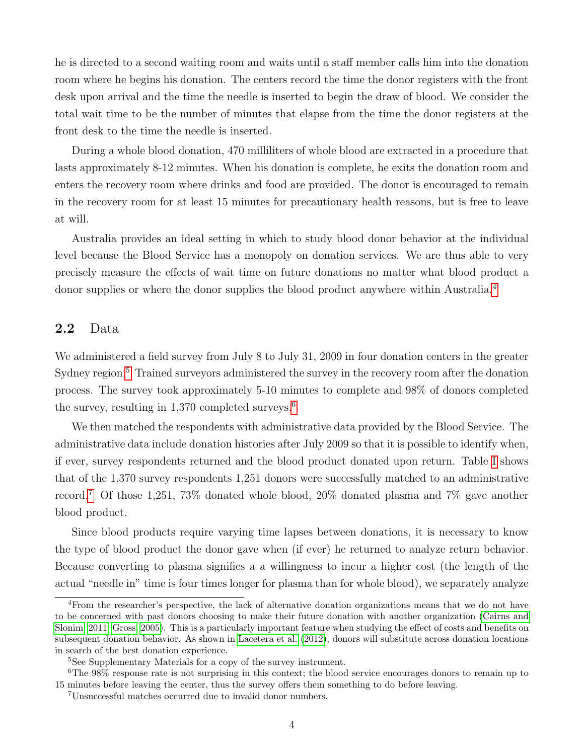he is directed to a second waiting room and waits until a staff member calls him into the donation room where he begins his donation. The centers record the time the donor registers with the front desk upon arrival and the time the needle is inserted to begin the draw of blood. We consider the total wait time to be the number of minutes that elapse from the time the donor registers at the front desk to the time the needle is inserted.

During a whole blood donation, 470 milliliters of whole blood are extracted in a procedure that lasts approximately 8-12 minutes. When his donation is complete, he exits the donation room and enters the recovery room where drinks and food are provided. The donor is encouraged to remain in the recovery room for at least 15 minutes for precautionary health reasons, but is free to leave at will.

Australia provides an ideal setting in which to study blood donor behavior at the individual level because the Blood Service has a monopoly on donation services. We are thus able to very precisely measure the effects of wait time on future donations no matter what blood product a donor supplies or where the donor supplies the blood product anywhere within Australia.[4]

## 2.2 Data

We administered a field survey from July 8 to July 31, 2009 in four donation centers in the greater Sydney region.[5] Trained surveyors administered the survey in the recovery room after the donation process. The survey took approximately 5-10 minutes to complete and 98% of donors completed the survey, resulting in 1,370 completed surveys.[6]

We then matched the respondents with administrative data provided by the Blood Service. The administrative data include donation histories after July 2009 so that it is possible to identify when, if ever, survey respondents returned and the blood product donated upon return. Table I shows that of the 1,370 survey respondents 1,251 donors were successfully matched to an administrative record.[7] Of those 1,251, 73% donated whole blood, 20% donated plasma and 7% gave another blood product.

Since blood products require varying time lapses between donations, it is necessary to know the type of blood product the donor gave when (if ever) he returned to analyze return behavior. Because converting to plasma signifies a a willingness to incur a higher cost (the length of the actual "needle in" time is four times longer for plasma than for whole blood), we separately analyze

---

[4]From the researcher's perspective, the lack of alternative donation organizations means that we do not have to be concerned with past donors choosing to make their future donation with another organization (Cairns and Slonim, 2011; Gross, 2005). This is a particularly important feature when studying the effect of costs and benefits on subsequent donation behavior. As shown in Lacetera et al. (2012), donors will substitute across donation locations in search of the best donation experience.

[5]See Supplementary Materials for a copy of the survey instrument.

[6]The 98% response rate is not surprising in this context; the blood service encourages donors to remain up to 15 minutes before leaving the center, thus the survey offers them something to do before leaving.

[7]Unsuccessful matches occurred due to invalid donor numbers.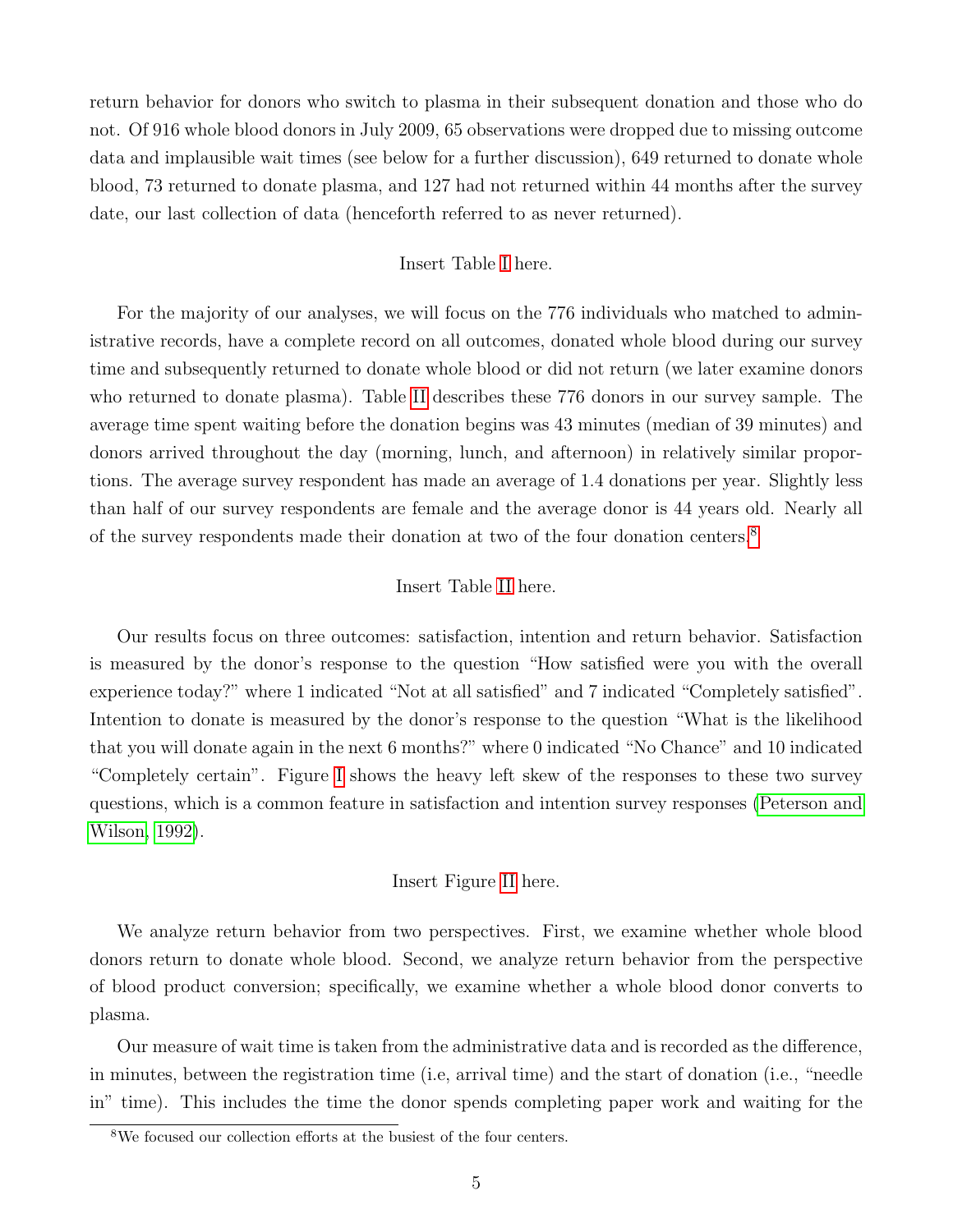return behavior for donors who switch to plasma in their subsequent donation and those who do not. Of 916 whole blood donors in July 2009, 65 observations were dropped due to missing outcome data and implausible wait times (see below for a further discussion), 649 returned to donate whole blood, 73 returned to donate plasma, and 127 had not returned within 44 months after the survey date, our last collection of data (henceforth referred to as never returned).

Insert Table I here.

For the majority of our analyses, we will focus on the 776 individuals who matched to administrative records, have a complete record on all outcomes, donated whole blood during our survey time and subsequently returned to donate whole blood or did not return (we later examine donors who returned to donate plasma). Table II describes these 776 donors in our survey sample. The average time spent waiting before the donation begins was 43 minutes (median of 39 minutes) and donors arrived throughout the day (morning, lunch, and afternoon) in relatively similar proportions. The average survey respondent has made an average of 1.4 donations per year. Slightly less than half of our survey respondents are female and the average donor is 44 years old. Nearly all of the survey respondents made their donation at two of the four donation centers.[8]

Insert Table II here.

Our results focus on three outcomes: satisfaction, intention and return behavior. Satisfaction is measured by the donor's response to the question "How satisfied were you with the overall experience today?" where 1 indicated "Not at all satisfied" and 7 indicated "Completely satisfied". Intention to donate is measured by the donor's response to the question "What is the likelihood that you will donate again in the next 6 months?" where 0 indicated "No Chance" and 10 indicated "Completely certain". Figure I shows the heavy left skew of the responses to these two survey questions, which is a common feature in satisfaction and intention survey responses (Peterson and Wilson, 1992).

Insert Figure II here.

We analyze return behavior from two perspectives. First, we examine whether whole blood donors return to donate whole blood. Second, we analyze return behavior from the perspective of blood product conversion; specifically, we examine whether a whole blood donor converts to plasma.

Our measure of wait time is taken from the administrative data and is recorded as the difference, in minutes, between the registration time (i.e, arrival time) and the start of donation (i.e., "needle in" time). This includes the time the donor spends completing paper work and waiting for the

[8] We focused our collection efforts at the busiest of the four centers.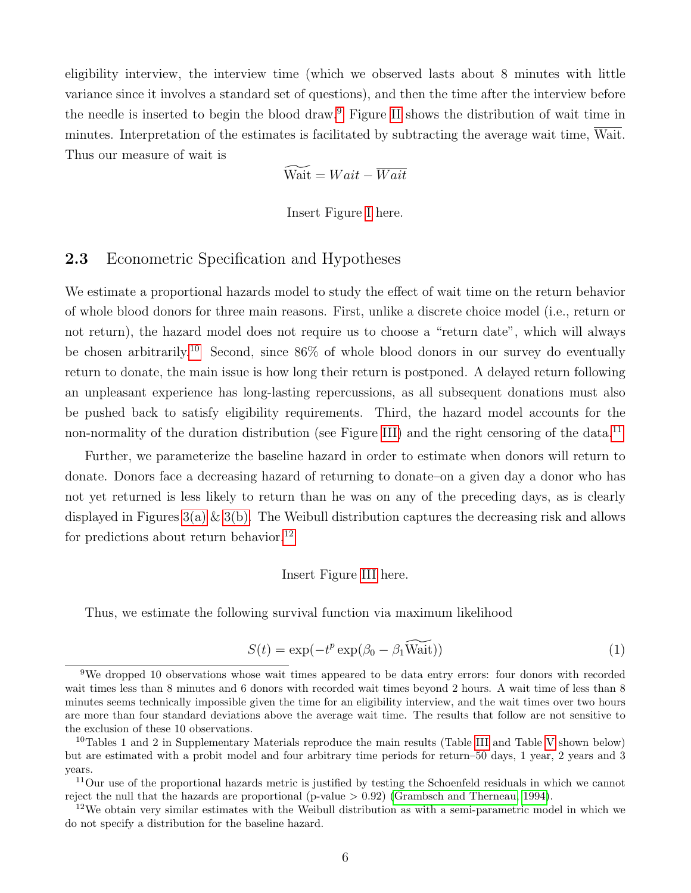eligibility interview, the interview time (which we observed lasts about 8 minutes with little variance since it involves a standard set of questions), and then the time after the interview before the needle is inserted to begin the blood draw.[9] Figure II shows the distribution of wait time in minutes. Interpretation of the estimates is facilitated by subtracting the average wait time, $\overline{\text{Wait}}$. Thus our measure of wait is

$$\widetilde{\text{Wait}} = Wait - \overline{Wait}$$

Insert Figure I here.

### 2.3 Econometric Specification and Hypotheses

We estimate a proportional hazards model to study the effect of wait time on the return behavior of whole blood donors for three main reasons. First, unlike a discrete choice model (i.e., return or not return), the hazard model does not require us to choose a "return date", which will always be chosen arbitrarily.[10] Second, since 86% of whole blood donors in our survey do eventually return to donate, the main issue is how long their return is postponed. A delayed return following an unpleasant experience has long-lasting repercussions, as all subsequent donations must also be pushed back to satisfy eligibility requirements. Third, the hazard model accounts for the non-normality of the duration distribution (see Figure III) and the right censoring of the data.[11]

Further, we parameterize the baseline hazard in order to estimate when donors will return to donate. Donors face a decreasing hazard of returning to donate–on a given day a donor who has not yet returned is less likely to return than he was on any of the preceding days, as is clearly displayed in Figures 3(a) & 3(b). The Weibull distribution captures the decreasing risk and allows for predictions about return behavior.[12]

Insert Figure III here.

Thus, we estimate the following survival function via maximum likelihood

$$S(t) = \exp(-t^p \exp(\beta_0 - \beta_1 \widetilde{\text{Wait}})) \tag{1}$$

[9] We dropped 10 observations whose wait times appeared to be data entry errors: four donors with recorded wait times less than 8 minutes and 6 donors with recorded wait times beyond 2 hours. A wait time of less than 8 minutes seems technically impossible given the time for an eligibility interview, and the wait times over two hours are more than four standard deviations above the average wait time. The results that follow are not sensitive to the exclusion of these 10 observations.

[10] Tables 1 and 2 in Supplementary Materials reproduce the main results (Table III and Table V shown below) but are estimated with a probit model and four arbitrary time periods for return–50 days, 1 year, 2 years and 3 years.

[11] Our use of the proportional hazards metric is justified by testing the Schoenfeld residuals in which we cannot reject the null that the hazards are proportional (p-value > 0.92) (Grambsch and Therneau, 1994).

[12] We obtain very similar estimates with the Weibull distribution as with a semi-parametric model in which we do not specify a distribution for the baseline hazard.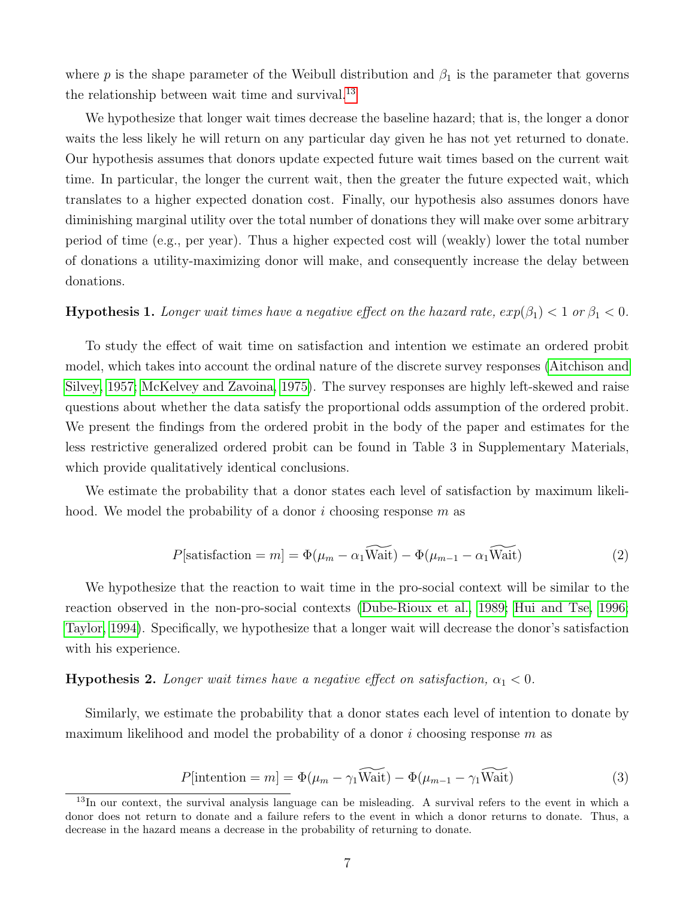where $p$ is the shape parameter of the Weibull distribution and $\beta_1$ is the parameter that governs the relationship between wait time and survival.[13]

We hypothesize that longer wait times decrease the baseline hazard; that is, the longer a donor waits the less likely he will return on any particular day given he has not yet returned to donate. Our hypothesis assumes that donors update expected future wait times based on the current wait time. In particular, the longer the current wait, then the greater the future expected wait, which translates to a higher expected donation cost. Finally, our hypothesis also assumes donors have diminishing marginal utility over the total number of donations they will make over some arbitrary period of time (e.g., per year). Thus a higher expected cost will (weakly) lower the total number of donations a utility-maximizing donor will make, and consequently increase the delay between donations.

**Hypothesis 1.** *Longer wait times have a negative effect on the hazard rate, $exp(\beta_1) < 1$ or $\beta_1 < 0$.*

To study the effect of wait time on satisfaction and intention we estimate an ordered probit model, which takes into account the ordinal nature of the discrete survey responses (Aitchison and Silvey, 1957; McKelvey and Zavoina, 1975). The survey responses are highly left-skewed and raise questions about whether the data satisfy the proportional odds assumption of the ordered probit. We present the findings from the ordered probit in the body of the paper and estimates for the less restrictive generalized ordered probit can be found in Table 3 in Supplementary Materials, which provide qualitatively identical conclusions.

We estimate the probability that a donor states each level of satisfaction by maximum likelihood. We model the probability of a donor $i$ choosing response $m$ as

$$P[\text{satisfaction} = m] = \Phi(\mu_m - \alpha_1 \widetilde{\text{Wait}}) - \Phi(\mu_{m-1} - \alpha_1 \widetilde{\text{Wait}}) \tag{2}$$

We hypothesize that the reaction to wait time in the pro-social context will be similar to the reaction observed in the non-pro-social contexts (Dube-Rioux et al., 1989; Hui and Tse, 1996; Taylor, 1994). Specifically, we hypothesize that a longer wait will decrease the donor's satisfaction with his experience.

**Hypothesis 2.** *Longer wait times have a negative effect on satisfaction, $\alpha_1 < 0$.*

Similarly, we estimate the probability that a donor states each level of intention to donate by maximum likelihood and model the probability of a donor $i$ choosing response $m$ as

$$P[\text{intention} = m] = \Phi(\mu_m - \gamma_1 \widetilde{\text{Wait}}) - \Phi(\mu_{m-1} - \gamma_1 \widetilde{\text{Wait}}) \tag{3}$$

[13] In our context, the survival analysis language can be misleading. A survival refers to the event in which a donor does not return to donate and a failure refers to the event in which a donor returns to donate. Thus, a decrease in the hazard means a decrease in the probability of returning to donate.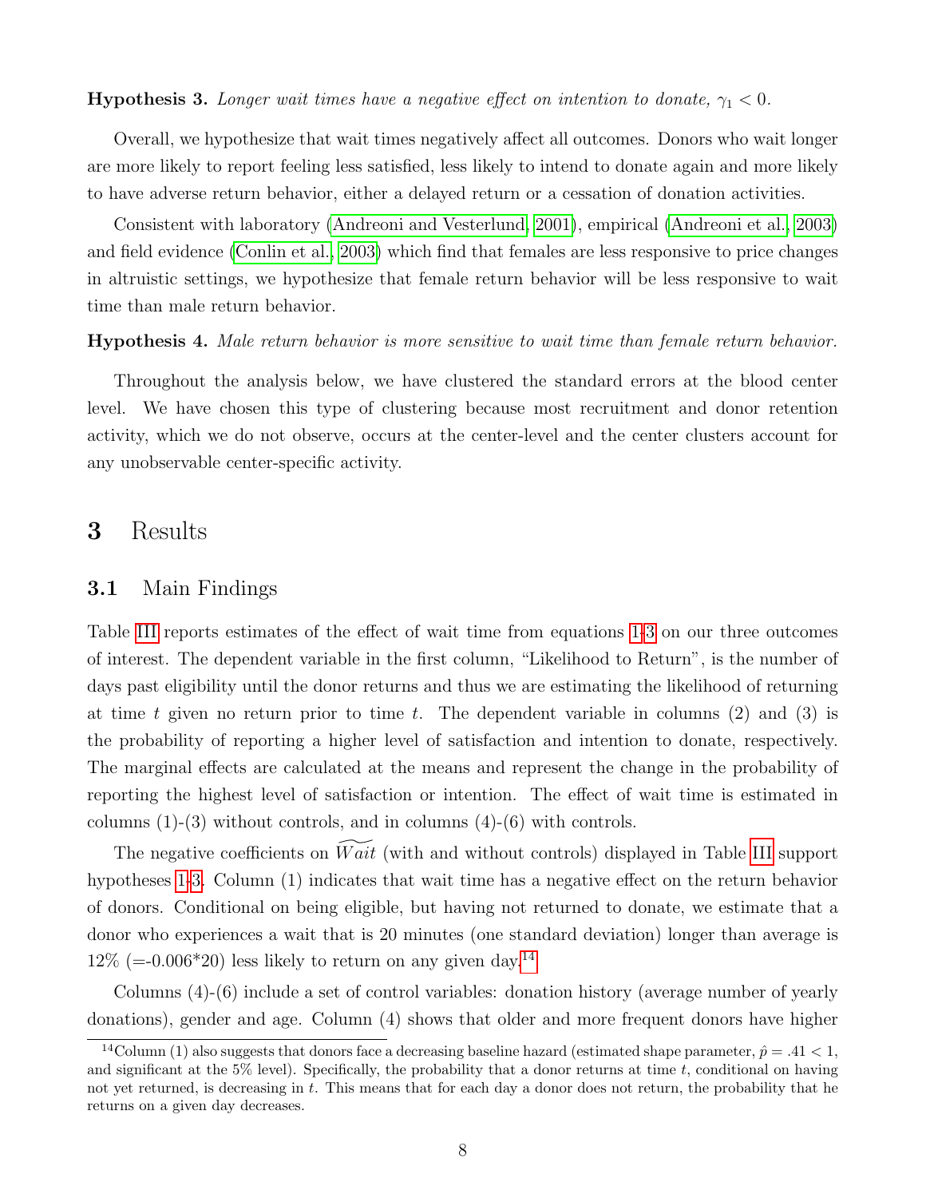**Hypothesis 3.** *Longer wait times have a negative effect on intention to donate, $\gamma_1 < 0$.*

Overall, we hypothesize that wait times negatively affect all outcomes. Donors who wait longer are more likely to report feeling less satisfied, less likely to intend to donate again and more likely to have adverse return behavior, either a delayed return or a cessation of donation activities.

Consistent with laboratory (Andreoni and Vesterlund, 2001), empirical (Andreoni et al., 2003) and field evidence (Conlin et al., 2003) which find that females are less responsive to price changes in altruistic settings, we hypothesize that female return behavior will be less responsive to wait time than male return behavior.

**Hypothesis 4.** *Male return behavior is more sensitive to wait time than female return behavior.*

Throughout the analysis below, we have clustered the standard errors at the blood center level. We have chosen this type of clustering because most recruitment and donor retention activity, which we do not observe, occurs at the center-level and the center clusters account for any unobservable center-specific activity.

## 3 Results

### 3.1 Main Findings

Table III reports estimates of the effect of wait time from equations 1-3 on our three outcomes of interest. The dependent variable in the first column, "Likelihood to Return", is the number of days past eligibility until the donor returns and thus we are estimating the likelihood of returning at time $t$ given no return prior to time $t$. The dependent variable in columns (2) and (3) is the probability of reporting a higher level of satisfaction and intention to donate, respectively. The marginal effects are calculated at the means and represent the change in the probability of reporting the highest level of satisfaction or intention. The effect of wait time is estimated in columns (1)-(3) without controls, and in columns (4)-(6) with controls.

The negative coefficients on $\widetilde{Wait}$ (with and without controls) displayed in Table III support hypotheses 1-3. Column (1) indicates that wait time has a negative effect on the return behavior of donors. Conditional on being eligible, but having not returned to donate, we estimate that a donor who experiences a wait that is 20 minutes (one standard deviation) longer than average is 12% (=-0.006*20) less likely to return on any given day.[14]

Columns (4)-(6) include a set of control variables: donation history (average number of yearly donations), gender and age. Column (4) shows that older and more frequent donors have higher

[14] Column (1) also suggests that donors face a decreasing baseline hazard (estimated shape parameter, $\hat{p} = .41 < 1$, and significant at the 5% level). Specifically, the probability that a donor returns at time $t$, conditional on having not yet returned, is decreasing in $t$. This means that for each day a donor does not return, the probability that he returns on a given day decreases.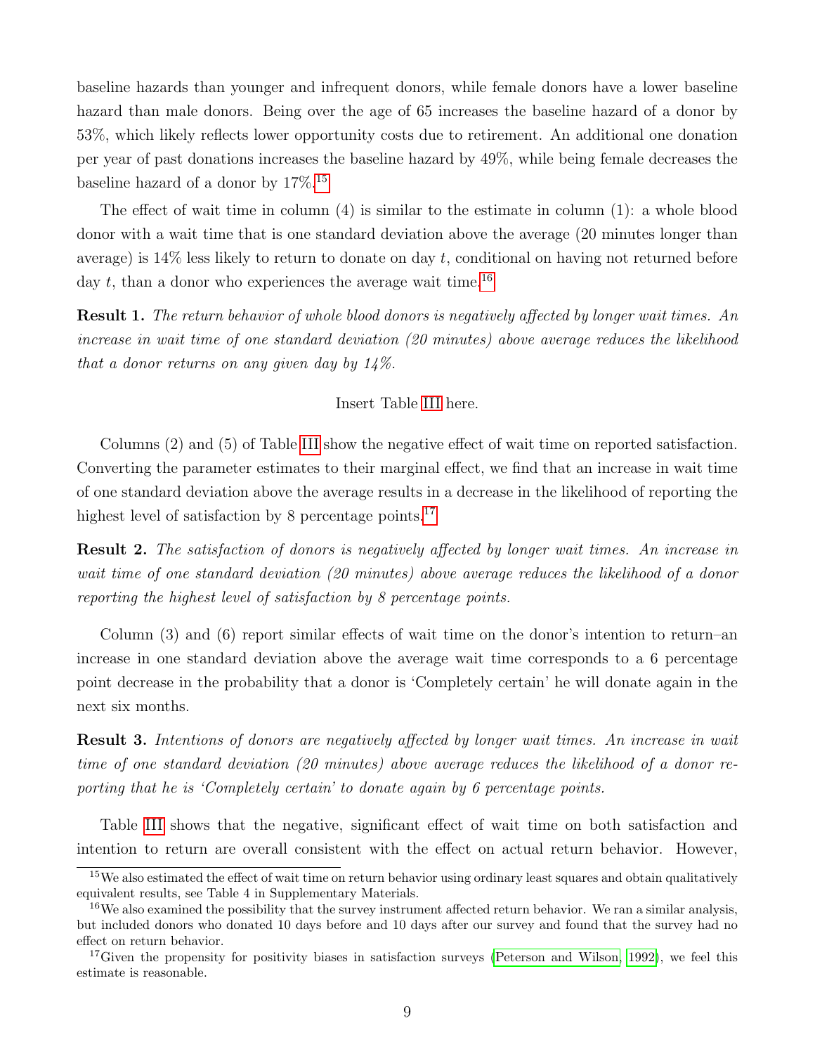baseline hazards than younger and infrequent donors, while female donors have a lower baseline hazard than male donors. Being over the age of 65 increases the baseline hazard of a donor by 53%, which likely reflects lower opportunity costs due to retirement. An additional one donation per year of past donations increases the baseline hazard by 49%, while being female decreases the baseline hazard of a donor by 17%.[15]

The effect of wait time in column (4) is similar to the estimate in column (1): a whole blood donor with a wait time that is one standard deviation above the average (20 minutes longer than average) is 14% less likely to return to donate on day $t$, conditional on having not returned before day $t$, than a donor who experiences the average wait time.[16]

**Result 1.** *The return behavior of whole blood donors is negatively affected by longer wait times. An increase in wait time of one standard deviation (20 minutes) above average reduces the likelihood that a donor returns on any given day by 14%.*

Insert Table III here.

Columns (2) and (5) of Table III show the negative effect of wait time on reported satisfaction. Converting the parameter estimates to their marginal effect, we find that an increase in wait time of one standard deviation above the average results in a decrease in the likelihood of reporting the highest level of satisfaction by 8 percentage points.[17]

**Result 2.** *The satisfaction of donors is negatively affected by longer wait times. An increase in wait time of one standard deviation (20 minutes) above average reduces the likelihood of a donor reporting the highest level of satisfaction by 8 percentage points.*

Column (3) and (6) report similar effects of wait time on the donor's intention to return–an increase in one standard deviation above the average wait time corresponds to a 6 percentage point decrease in the probability that a donor is 'Completely certain' he will donate again in the next six months.

**Result 3.** *Intentions of donors are negatively affected by longer wait times. An increase in wait time of one standard deviation (20 minutes) above average reduces the likelihood of a donor reporting that he is 'Completely certain' to donate again by 6 percentage points.*

Table III shows that the negative, significant effect of wait time on both satisfaction and intention to return are overall consistent with the effect on actual return behavior. However,

---

[15] We also estimated the effect of wait time on return behavior using ordinary least squares and obtain qualitatively equivalent results, see Table 4 in Supplementary Materials.

[16] We also examined the possibility that the survey instrument affected return behavior. We ran a similar analysis, but included donors who donated 10 days before and 10 days after our survey and found that the survey had no effect on return behavior.

[17] Given the propensity for positivity biases in satisfaction surveys (Peterson and Wilson, 1992), we feel this estimate is reasonable.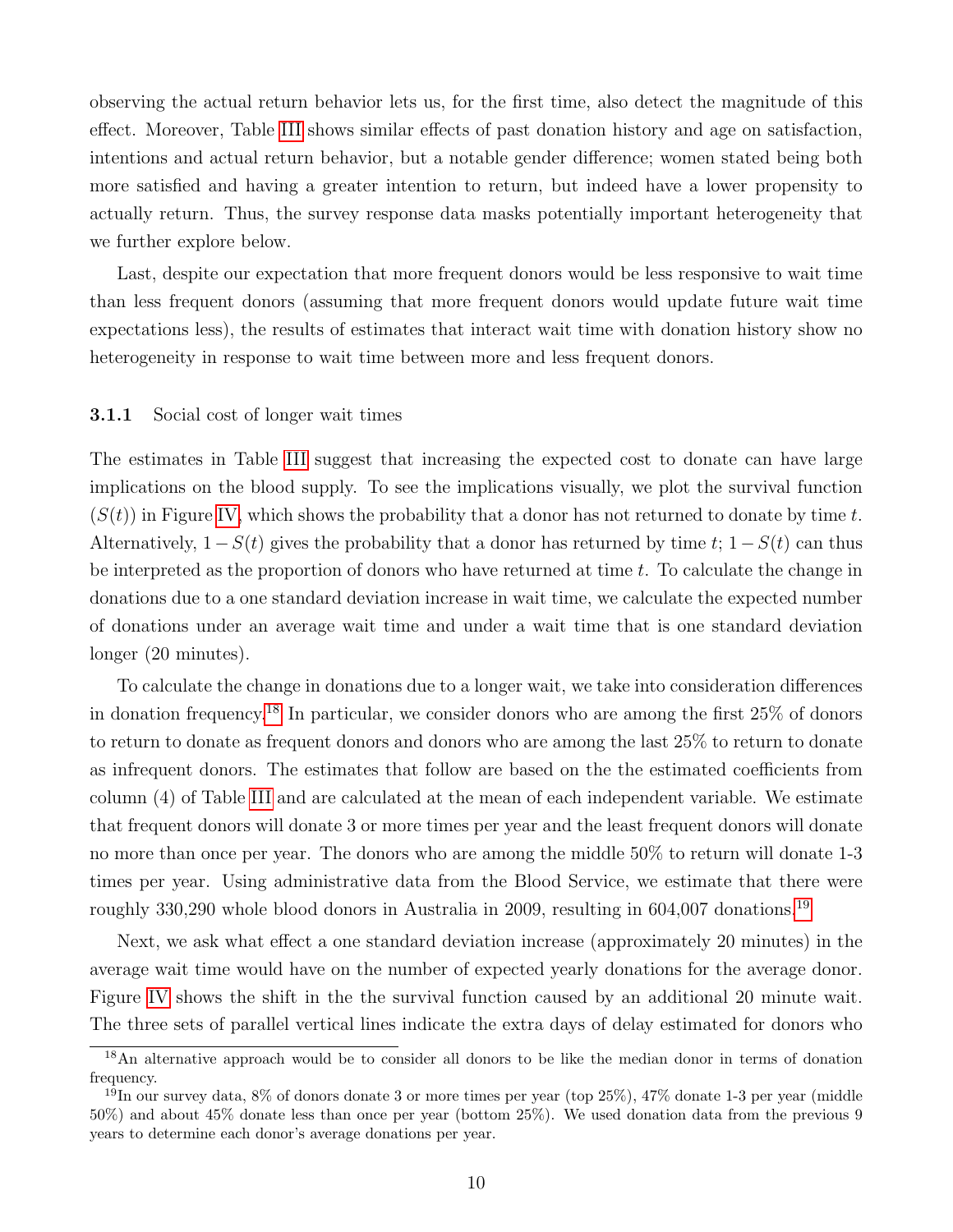observing the actual return behavior lets us, for the first time, also detect the magnitude of this effect. Moreover, Table III shows similar effects of past donation history and age on satisfaction, intentions and actual return behavior, but a notable gender difference; women stated being both more satisfied and having a greater intention to return, but indeed have a lower propensity to actually return. Thus, the survey response data masks potentially important heterogeneity that we further explore below.

Last, despite our expectation that more frequent donors would be less responsive to wait time than less frequent donors (assuming that more frequent donors would update future wait time expectations less), the results of estimates that interact wait time with donation history show no heterogeneity in response to wait time between more and less frequent donors.

### 3.1.1 Social cost of longer wait times

The estimates in Table III suggest that increasing the expected cost to donate can have large implications on the blood supply. To see the implications visually, we plot the survival function ($S(t)$) in Figure IV, which shows the probability that a donor has not returned to donate by time $t$. Alternatively, $1-S(t)$ gives the probability that a donor has returned by time $t$; $1-S(t)$ can thus be interpreted as the proportion of donors who have returned at time $t$. To calculate the change in donations due to a one standard deviation increase in wait time, we calculate the expected number of donations under an average wait time and under a wait time that is one standard deviation longer (20 minutes).

To calculate the change in donations due to a longer wait, we take into consideration differences in donation frequency.[18] In particular, we consider donors who are among the first 25% of donors to return to donate as frequent donors and donors who are among the last 25% to return to donate as infrequent donors. The estimates that follow are based on the the estimated coefficients from column (4) of Table III and are calculated at the mean of each independent variable. We estimate that frequent donors will donate 3 or more times per year and the least frequent donors will donate no more than once per year. The donors who are among the middle 50% to return will donate 1-3 times per year. Using administrative data from the Blood Service, we estimate that there were roughly 330,290 whole blood donors in Australia in 2009, resulting in 604,007 donations.[19]

Next, we ask what effect a one standard deviation increase (approximately 20 minutes) in the average wait time would have on the number of expected yearly donations for the average donor. Figure IV shows the shift in the the survival function caused by an additional 20 minute wait. The three sets of parallel vertical lines indicate the extra days of delay estimated for donors who

[18] An alternative approach would be to consider all donors to be like the median donor in terms of donation frequency.

[19] In our survey data, 8% of donors donate 3 or more times per year (top 25%), 47% donate 1-3 per year (middle 50%) and about 45% donate less than once per year (bottom 25%). We used donation data from the previous 9 years to determine each donor's average donations per year.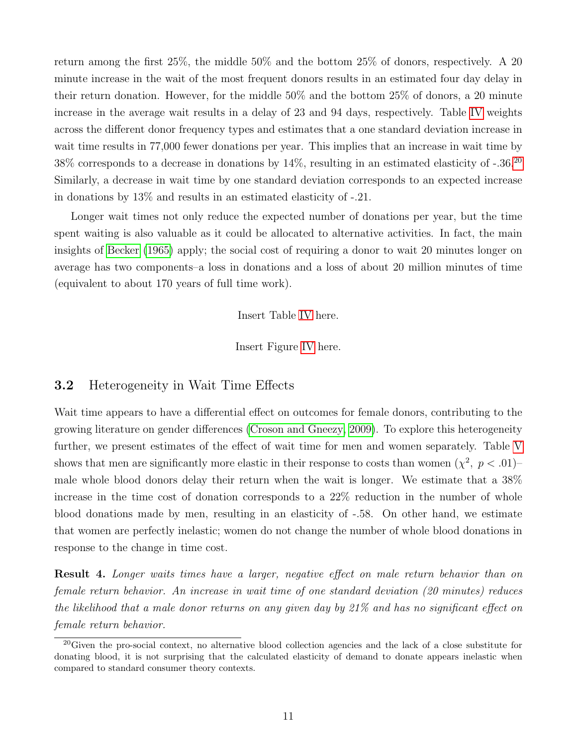return among the first 25%, the middle 50% and the bottom 25% of donors, respectively. A 20 minute increase in the wait of the most frequent donors results in an estimated four day delay in their return donation. However, for the middle 50% and the bottom 25% of donors, a 20 minute increase in the average wait results in a delay of 23 and 94 days, respectively. Table IV weights across the different donor frequency types and estimates that a one standard deviation increase in wait time results in 77,000 fewer donations per year. This implies that an increase in wait time by 38% corresponds to a decrease in donations by 14%, resulting in an estimated elasticity of -.36.[20] Similarly, a decrease in wait time by one standard deviation corresponds to an expected increase in donations by 13% and results in an estimated elasticity of -.21.

Longer wait times not only reduce the expected number of donations per year, but the time spent waiting is also valuable as it could be allocated to alternative activities. In fact, the main insights of Becker (1965) apply; the social cost of requiring a donor to wait 20 minutes longer on average has two components–a loss in donations and a loss of about 20 million minutes of time (equivalent to about 170 years of full time work).

Insert Table IV here.

Insert Figure IV here.

### 3.2 Heterogeneity in Wait Time Effects

Wait time appears to have a differential effect on outcomes for female donors, contributing to the growing literature on gender differences (Croson and Gneezy, 2009). To explore this heterogeneity further, we present estimates of the effect of wait time for men and women separately. Table V shows that men are significantly more elastic in their response to costs than women ($\chi^2$, $p < .01$)– male whole blood donors delay their return when the wait is longer. We estimate that a 38% increase in the time cost of donation corresponds to a 22% reduction in the number of whole blood donations made by men, resulting in an elasticity of -.58. On other hand, we estimate that women are perfectly inelastic; women do not change the number of whole blood donations in response to the change in time cost.

**Result 4.** *Longer waits times have a larger, negative effect on male return behavior than on female return behavior. An increase in wait time of one standard deviation (20 minutes) reduces the likelihood that a male donor returns on any given day by 21% and has no significant effect on female return behavior.*

[20] Given the pro-social context, no alternative blood collection agencies and the lack of a close substitute for donating blood, it is not surprising that the calculated elasticity of demand to donate appears inelastic when compared to standard consumer theory contexts.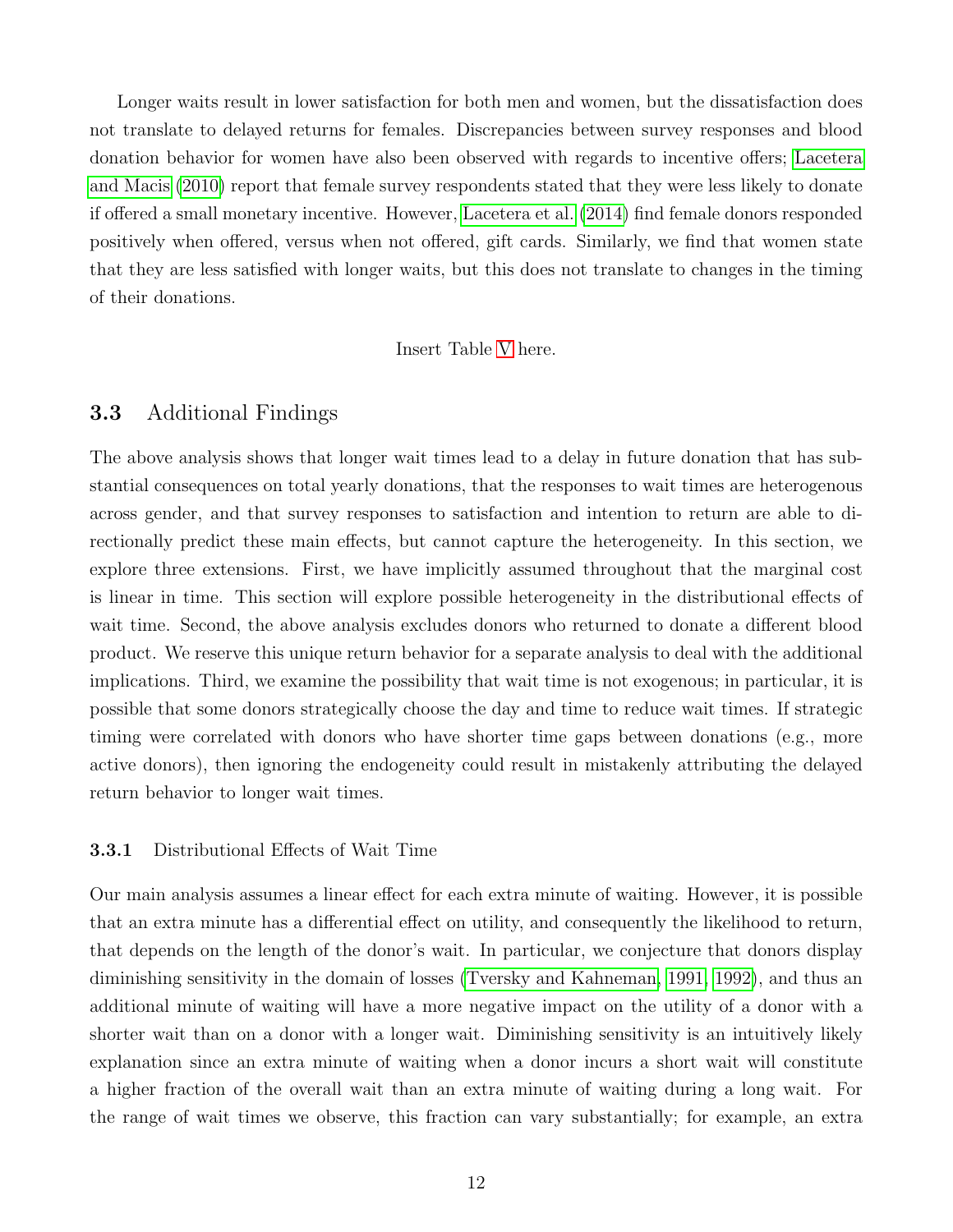Longer waits result in lower satisfaction for both men and women, but the dissatisfaction does not translate to delayed returns for females. Discrepancies between survey responses and blood donation behavior for women have also been observed with regards to incentive offers; Lacetera and Macis (2010) report that female survey respondents stated that they were less likely to donate if offered a small monetary incentive. However, Lacetera et al. (2014) find female donors responded positively when offered, versus when not offered, gift cards. Similarly, we find that women state that they are less satisfied with longer waits, but this does not translate to changes in the timing of their donations.

Insert Table V here.

## 3.3 Additional Findings

The above analysis shows that longer wait times lead to a delay in future donation that has substantial consequences on total yearly donations, that the responses to wait times are heterogenous across gender, and that survey responses to satisfaction and intention to return are able to directionally predict these main effects, but cannot capture the heterogeneity. In this section, we explore three extensions. First, we have implicitly assumed throughout that the marginal cost is linear in time. This section will explore possible heterogeneity in the distributional effects of wait time. Second, the above analysis excludes donors who returned to donate a different blood product. We reserve this unique return behavior for a separate analysis to deal with the additional implications. Third, we examine the possibility that wait time is not exogenous; in particular, it is possible that some donors strategically choose the day and time to reduce wait times. If strategic timing were correlated with donors who have shorter time gaps between donations (e.g., more active donors), then ignoring the endogeneity could result in mistakenly attributing the delayed return behavior to longer wait times.

### 3.3.1 Distributional Effects of Wait Time

Our main analysis assumes a linear effect for each extra minute of waiting. However, it is possible that an extra minute has a differential effect on utility, and consequently the likelihood to return, that depends on the length of the donor's wait. In particular, we conjecture that donors display diminishing sensitivity in the domain of losses (Tversky and Kahneman, 1991, 1992), and thus an additional minute of waiting will have a more negative impact on the utility of a donor with a shorter wait than on a donor with a longer wait. Diminishing sensitivity is an intuitively likely explanation since an extra minute of waiting when a donor incurs a short wait will constitute a higher fraction of the overall wait than an extra minute of waiting during a long wait. For the range of wait times we observe, this fraction can vary substantially; for example, an extra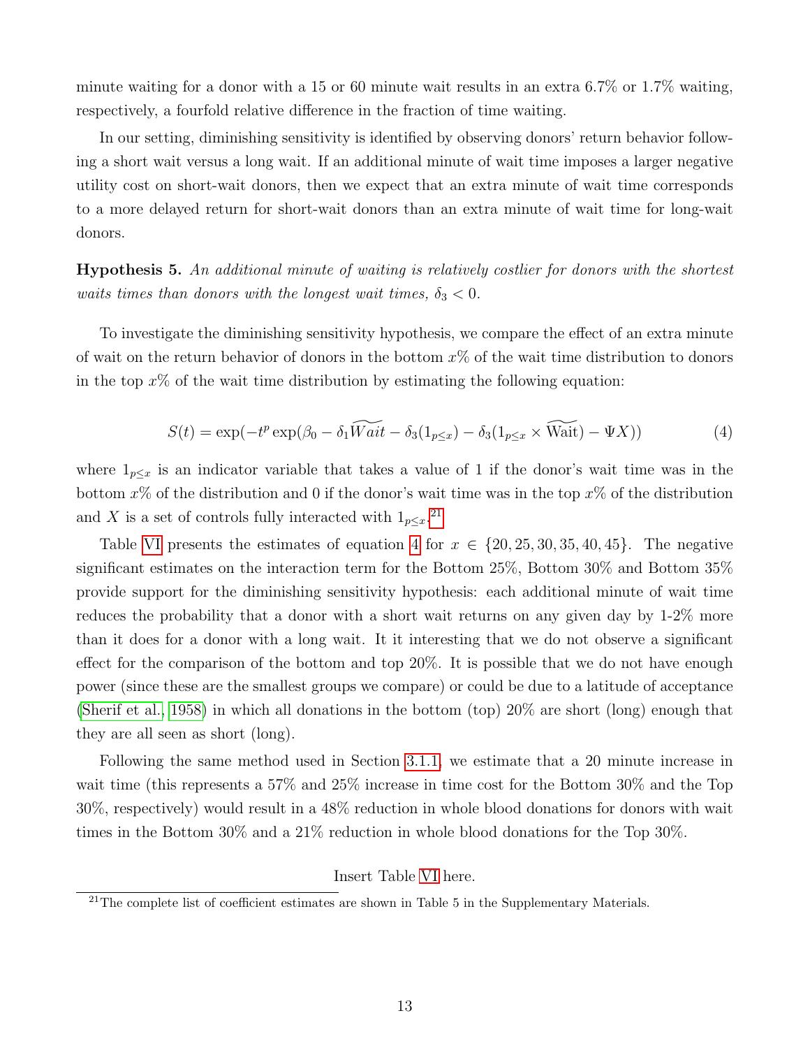minute waiting for a donor with a 15 or 60 minute wait results in an extra 6.7% or 1.7% waiting, respectively, a fourfold relative difference in the fraction of time waiting.

In our setting, diminishing sensitivity is identified by observing donors' return behavior following a short wait versus a long wait. If an additional minute of wait time imposes a larger negative utility cost on short-wait donors, then we expect that an extra minute of wait time corresponds to a more delayed return for short-wait donors than an extra minute of wait time for long-wait donors.

**Hypothesis 5.** *An additional minute of waiting is relatively costlier for donors with the shortest waits times than donors with the longest wait times, $\delta_3 < 0$.*

To investigate the diminishing sensitivity hypothesis, we compare the effect of an extra minute of wait on the return behavior of donors in the bottom $x$% of the wait time distribution to donors in the top $x$% of the wait time distribution by estimating the following equation:

$$S(t) = \exp(-t^p \exp(\beta_0 - \delta_1 \widetilde{Wait} - \delta_3(1_{p\leq x}) - \delta_3(1_{p\leq x} \times \widetilde{\text{Wait}}) - \Psi X)) \tag{4}$$

where $1_{p\leq x}$ is an indicator variable that takes a value of 1 if the donor's wait time was in the bottom $x$% of the distribution and 0 if the donor's wait time was in the top $x$% of the distribution and $X$ is a set of controls fully interacted with $1_{p\leq x}$.[21]

Table VI presents the estimates of equation 4 for $x \in \{20, 25, 30, 35, 40, 45\}$. The negative significant estimates on the interaction term for the Bottom 25%, Bottom 30% and Bottom 35% provide support for the diminishing sensitivity hypothesis: each additional minute of wait time reduces the probability that a donor with a short wait returns on any given day by 1-2% more than it does for a donor with a long wait. It it interesting that we do not observe a significant effect for the comparison of the bottom and top 20%. It is possible that we do not have enough power (since these are the smallest groups we compare) or could be due to a latitude of acceptance (Sherif et al., 1958) in which all donations in the bottom (top) 20% are short (long) enough that they are all seen as short (long).

Following the same method used in Section 3.1.1, we estimate that a 20 minute increase in wait time (this represents a 57% and 25% increase in time cost for the Bottom 30% and the Top 30%, respectively) would result in a 48% reduction in whole blood donations for donors with wait times in the Bottom 30% and a 21% reduction in whole blood donations for the Top 30%.

Insert Table VI here.

[21] The complete list of coefficient estimates are shown in Table 5 in the Supplementary Materials.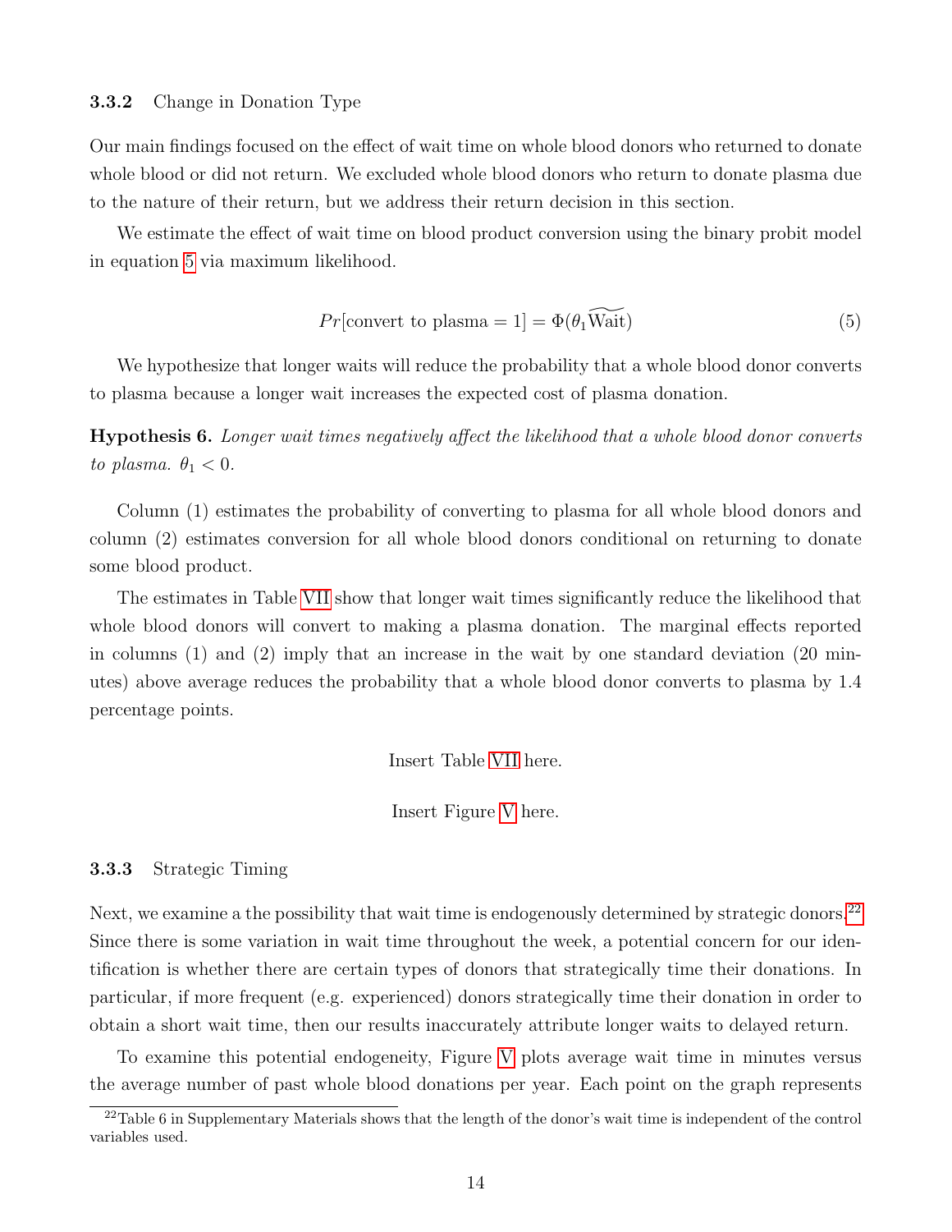### 3.3.2 Change in Donation Type

Our main findings focused on the effect of wait time on whole blood donors who returned to donate whole blood or did not return. We excluded whole blood donors who return to donate plasma due to the nature of their return, but we address their return decision in this section.

We estimate the effect of wait time on blood product conversion using the binary probit model in equation 5 via maximum likelihood.

$$Pr[\text{convert to plasma} = 1] = \Phi(\theta_1 \widetilde{\text{Wait}}) \tag{5}$$

We hypothesize that longer waits will reduce the probability that a whole blood donor converts to plasma because a longer wait increases the expected cost of plasma donation.

**Hypothesis 6.** *Longer wait times negatively affect the likelihood that a whole blood donor converts to plasma.* $\theta_1 < 0$.

Column (1) estimates the probability of converting to plasma for all whole blood donors and column (2) estimates conversion for all whole blood donors conditional on returning to donate some blood product.

The estimates in Table VII show that longer wait times significantly reduce the likelihood that whole blood donors will convert to making a plasma donation. The marginal effects reported in columns (1) and (2) imply that an increase in the wait by one standard deviation (20 minutes) above average reduces the probability that a whole blood donor converts to plasma by 1.4 percentage points.

Insert Table VII here.

Insert Figure V here.

### 3.3.3 Strategic Timing

Next, we examine a the possibility that wait time is endogenously determined by strategic donors.[22] Since there is some variation in wait time throughout the week, a potential concern for our identification is whether there are certain types of donors that strategically time their donations. In particular, if more frequent (e.g. experienced) donors strategically time their donation in order to obtain a short wait time, then our results inaccurately attribute longer waits to delayed return.

To examine this potential endogeneity, Figure V plots average wait time in minutes versus the average number of past whole blood donations per year. Each point on the graph represents

[22] Table 6 in Supplementary Materials shows that the length of the donor's wait time is independent of the control variables used.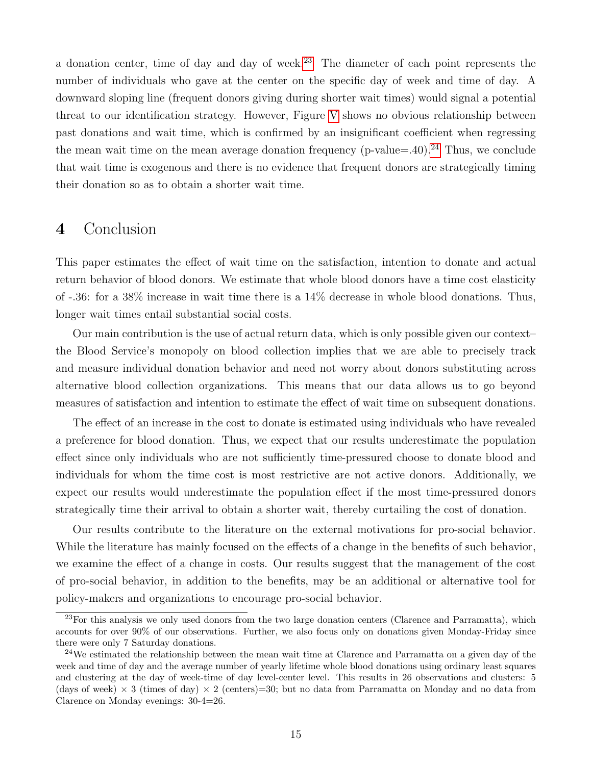a donation center, time of day and day of week.[23] The diameter of each point represents the number of individuals who gave at the center on the specific day of week and time of day. A downward sloping line (frequent donors giving during shorter wait times) would signal a potential threat to our identification strategy. However, Figure V shows no obvious relationship between past donations and wait time, which is confirmed by an insignificant coefficient when regressing the mean wait time on the mean average donation frequency (p-value=.40).[24] Thus, we conclude that wait time is exogenous and there is no evidence that frequent donors are strategically timing their donation so as to obtain a shorter wait time.

# 4 Conclusion

This paper estimates the effect of wait time on the satisfaction, intention to donate and actual return behavior of blood donors. We estimate that whole blood donors have a time cost elasticity of -.36: for a 38% increase in wait time there is a 14% decrease in whole blood donations. Thus, longer wait times entail substantial social costs.

Our main contribution is the use of actual return data, which is only possible given our context– the Blood Service's monopoly on blood collection implies that we are able to precisely track and measure individual donation behavior and need not worry about donors substituting across alternative blood collection organizations. This means that our data allows us to go beyond measures of satisfaction and intention to estimate the effect of wait time on subsequent donations.

The effect of an increase in the cost to donate is estimated using individuals who have revealed a preference for blood donation. Thus, we expect that our results underestimate the population effect since only individuals who are not sufficiently time-pressured choose to donate blood and individuals for whom the time cost is most restrictive are not active donors. Additionally, we expect our results would underestimate the population effect if the most time-pressured donors strategically time their arrival to obtain a shorter wait, thereby curtailing the cost of donation.

Our results contribute to the literature on the external motivations for pro-social behavior. While the literature has mainly focused on the effects of a change in the benefits of such behavior, we examine the effect of a change in costs. Our results suggest that the management of the cost of pro-social behavior, in addition to the benefits, may be an additional or alternative tool for policy-makers and organizations to encourage pro-social behavior.

---

[23] For this analysis we only used donors from the two large donation centers (Clarence and Parramatta), which accounts for over 90% of our observations. Further, we also focus only on donations given Monday-Friday since there were only 7 Saturday donations.

[24] We estimated the relationship between the mean wait time at Clarence and Parramatta on a given day of the week and time of day and the average number of yearly lifetime whole blood donations using ordinary least squares and clustering at the day of week-time of day level-center level. This results in 26 observations and clusters: 5 (days of week) $\times$ 3 (times of day) $\times$ 2 (centers)=30; but no data from Parramatta on Monday and no data from Clarence on Monday evenings: 30-4=26.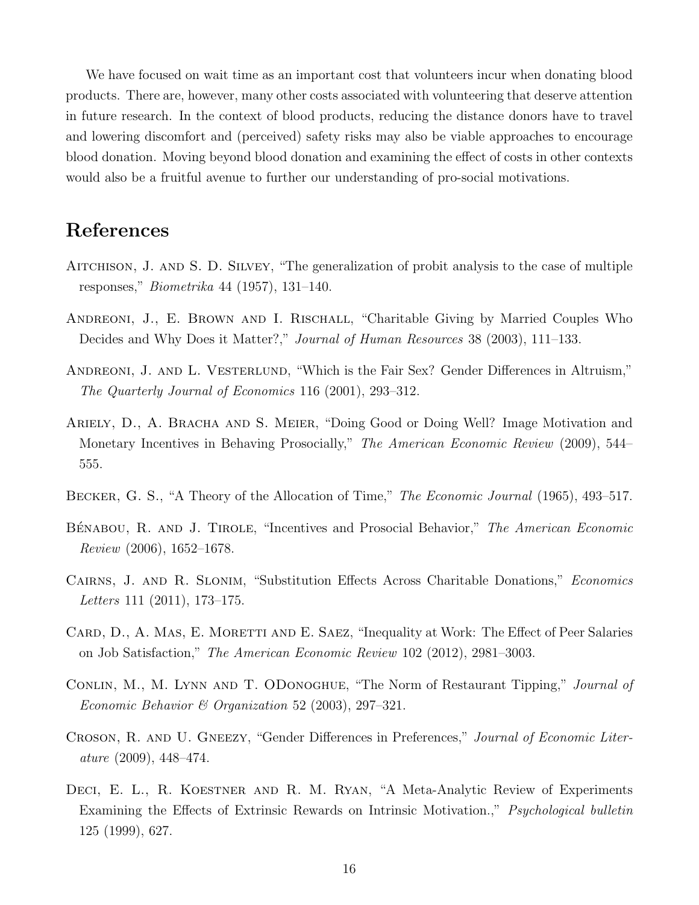We have focused on wait time as an important cost that volunteers incur when donating blood products. There are, however, many other costs associated with volunteering that deserve attention in future research. In the context of blood products, reducing the distance donors have to travel and lowering discomfort and (perceived) safety risks may also be viable approaches to encourage blood donation. Moving beyond blood donation and examining the effect of costs in other contexts would also be a fruitful avenue to further our understanding of pro-social motivations.

## References

Aitchison, J. and S. D. Silvey, "The generalization of probit analysis to the case of multiple responses," *Biometrika* 44 (1957), 131–140.

Andreoni, J., E. Brown and I. Rischall, "Charitable Giving by Married Couples Who Decides and Why Does it Matter?," *Journal of Human Resources* 38 (2003), 111–133.

Andreoni, J. and L. Vesterlund, "Which is the Fair Sex? Gender Differences in Altruism," *The Quarterly Journal of Economics* 116 (2001), 293–312.

Ariely, D., A. Bracha and S. Meier, "Doing Good or Doing Well? Image Motivation and Monetary Incentives in Behaving Prosocially," *The American Economic Review* (2009), 544–555.

Becker, G. S., "A Theory of the Allocation of Time," *The Economic Journal* (1965), 493–517.

Bénabou, R. and J. Tirole, "Incentives and Prosocial Behavior," *The American Economic Review* (2006), 1652–1678.

Cairns, J. and R. Slonim, "Substitution Effects Across Charitable Donations," *Economics Letters* 111 (2011), 173–175.

Card, D., A. Mas, E. Moretti and E. Saez, "Inequality at Work: The Effect of Peer Salaries on Job Satisfaction," *The American Economic Review* 102 (2012), 2981–3003.

Conlin, M., M. Lynn and T. ODonoghue, "The Norm of Restaurant Tipping," *Journal of Economic Behavior & Organization* 52 (2003), 297–321.

Croson, R. and U. Gneezy, "Gender Differences in Preferences," *Journal of Economic Literature* (2009), 448–474.

Deci, E. L., R. Koestner and R. M. Ryan, "A Meta-Analytic Review of Experiments Examining the Effects of Extrinsic Rewards on Intrinsic Motivation.," *Psychological bulletin* 125 (1999), 627.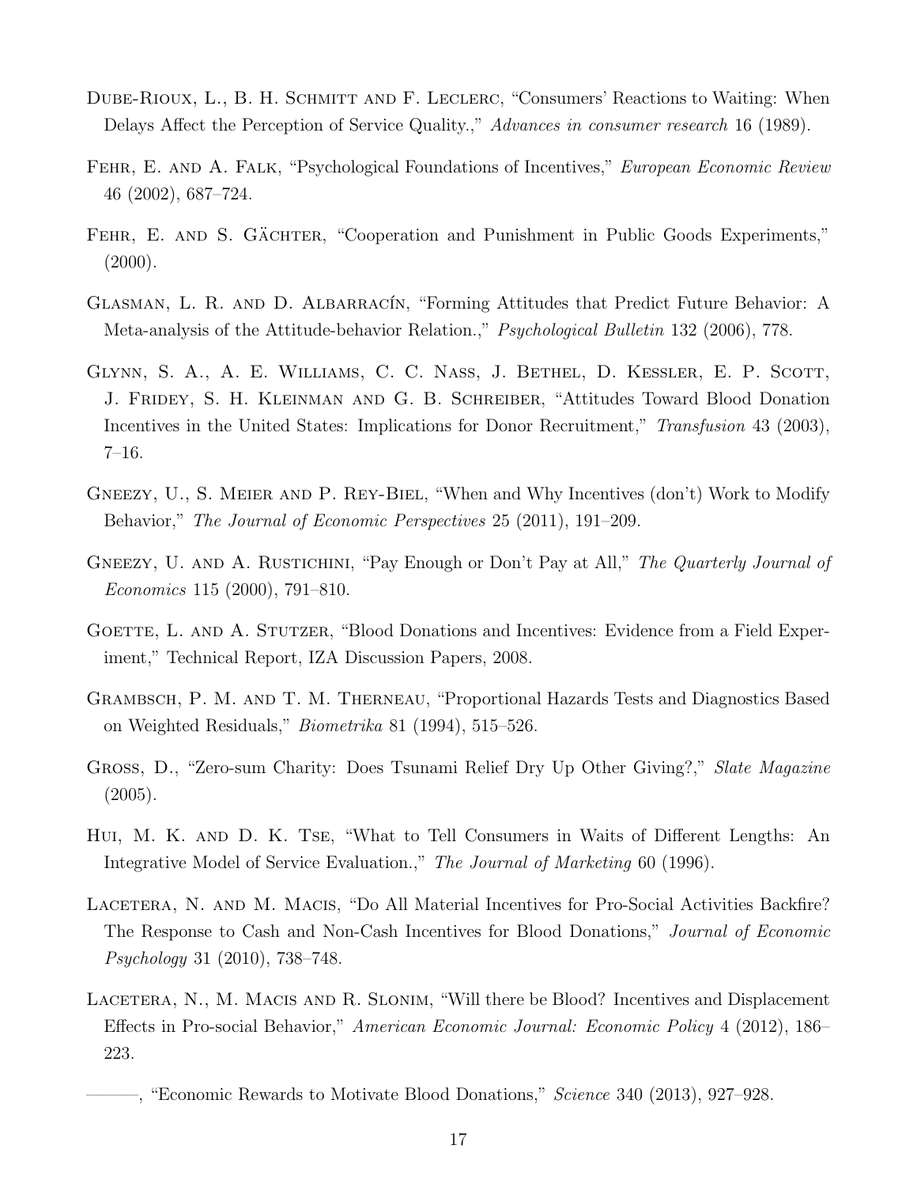Dube-Rioux, L., B. H. Schmitt and F. Leclerc, "Consumers' Reactions to Waiting: When Delays Affect the Perception of Service Quality.," *Advances in consumer research* 16 (1989).

Fehr, E. and A. Falk, "Psychological Foundations of Incentives," *European Economic Review* 46 (2002), 687–724.

Fehr, E. and S. Gächter, "Cooperation and Punishment in Public Goods Experiments," (2000).

Glasman, L. R. and D. Albarracín, "Forming Attitudes that Predict Future Behavior: A Meta-analysis of the Attitude-behavior Relation.," *Psychological Bulletin* 132 (2006), 778.

Glynn, S. A., A. E. Williams, C. C. Nass, J. Bethel, D. Kessler, E. P. Scott, J. Fridey, S. H. Kleinman and G. B. Schreiber, "Attitudes Toward Blood Donation Incentives in the United States: Implications for Donor Recruitment," *Transfusion* 43 (2003), 7–16.

Gneezy, U., S. Meier and P. Rey-Biel, "When and Why Incentives (don't) Work to Modify Behavior," *The Journal of Economic Perspectives* 25 (2011), 191–209.

Gneezy, U. and A. Rustichini, "Pay Enough or Don't Pay at All," *The Quarterly Journal of Economics* 115 (2000), 791–810.

Goette, L. and A. Stutzer, "Blood Donations and Incentives: Evidence from a Field Experiment," Technical Report, IZA Discussion Papers, 2008.

Grambsch, P. M. and T. M. Therneau, "Proportional Hazards Tests and Diagnostics Based on Weighted Residuals," *Biometrika* 81 (1994), 515–526.

Gross, D., "Zero-sum Charity: Does Tsunami Relief Dry Up Other Giving?," *Slate Magazine* (2005).

Hui, M. K. and D. K. Tse, "What to Tell Consumers in Waits of Different Lengths: An Integrative Model of Service Evaluation.," *The Journal of Marketing* 60 (1996).

Lacetera, N. and M. Macis, "Do All Material Incentives for Pro-Social Activities Backfire? The Response to Cash and Non-Cash Incentives for Blood Donations," *Journal of Economic Psychology* 31 (2010), 738–748.

Lacetera, N., M. Macis and R. Slonim, "Will there be Blood? Incentives and Displacement Effects in Pro-social Behavior," *American Economic Journal: Economic Policy* 4 (2012), 186–223.

———, "Economic Rewards to Motivate Blood Donations," *Science* 340 (2013), 927–928.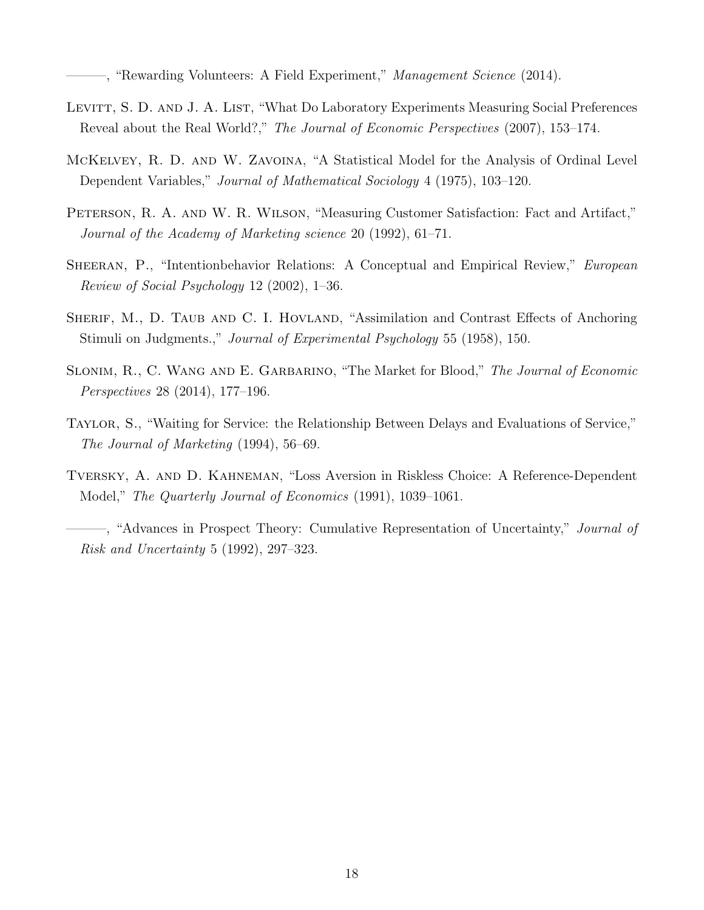———, "Rewarding Volunteers: A Field Experiment," *Management Science* (2014).

Levitt, S. D. and J. A. List, "What Do Laboratory Experiments Measuring Social Preferences Reveal about the Real World?," *The Journal of Economic Perspectives* (2007), 153–174.

McKelvey, R. D. and W. Zavoina, "A Statistical Model for the Analysis of Ordinal Level Dependent Variables," *Journal of Mathematical Sociology* 4 (1975), 103–120.

Peterson, R. A. and W. R. Wilson, "Measuring Customer Satisfaction: Fact and Artifact," *Journal of the Academy of Marketing science* 20 (1992), 61–71.

Sheeran, P., "Intentionbehavior Relations: A Conceptual and Empirical Review," *European Review of Social Psychology* 12 (2002), 1–36.

Sherif, M., D. Taub and C. I. Hovland, "Assimilation and Contrast Effects of Anchoring Stimuli on Judgments.," *Journal of Experimental Psychology* 55 (1958), 150.

Slonim, R., C. Wang and E. Garbarino, "The Market for Blood," *The Journal of Economic Perspectives* 28 (2014), 177–196.

Taylor, S., "Waiting for Service: the Relationship Between Delays and Evaluations of Service," *The Journal of Marketing* (1994), 56–69.

Tversky, A. and D. Kahneman, "Loss Aversion in Riskless Choice: A Reference-Dependent Model," *The Quarterly Journal of Economics* (1991), 1039–1061.

———, "Advances in Prospect Theory: Cumulative Representation of Uncertainty," *Journal of Risk and Uncertainty* 5 (1992), 297–323.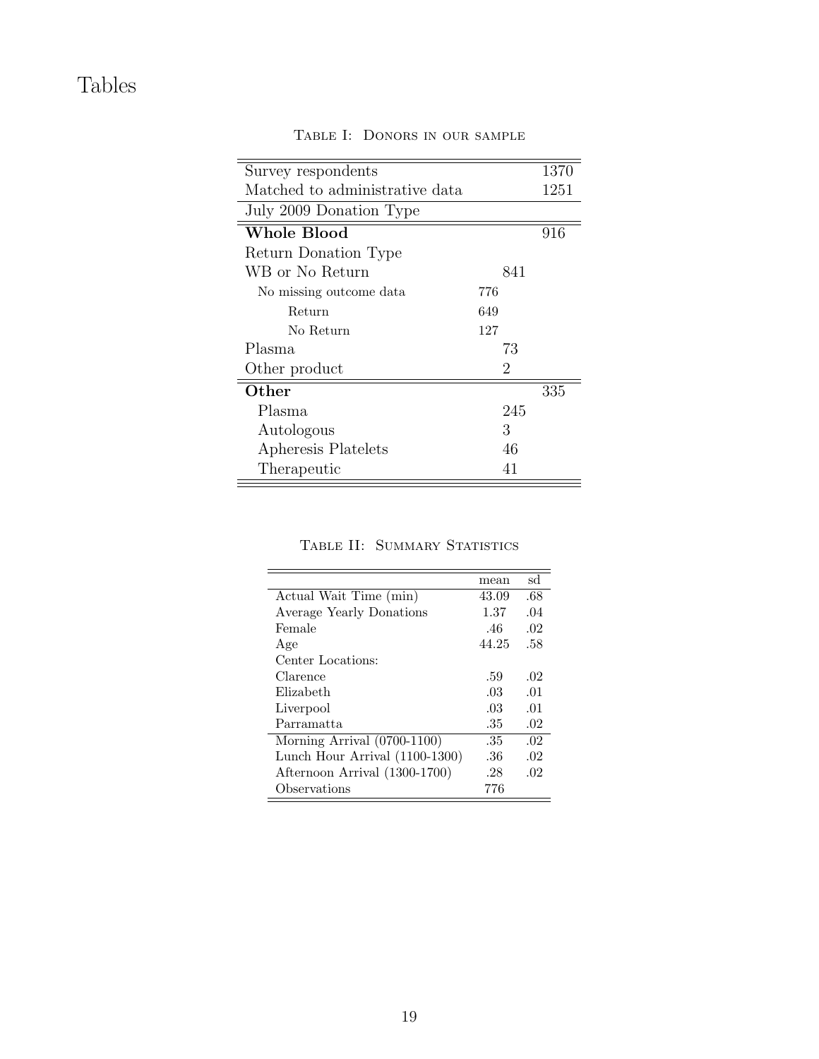# Tables

Table I: Donors in our sample

| | | | |
|---|---|---|---|
| Survey respondents | | | 1370 |
| Matched to administrative data | | | 1251 |
| July 2009 Donation Type | | | |
| **Whole Blood** | | | 916 |
| Return Donation Type | | | |
| WB or No Return | | 841 | |
| No missing outcome data | 776 | | |
| Return | 649 | | |
| No Return | 127 | | |
| Plasma | | 73 | |
| Other product | | 2 | |
| **Other** | | | 335 |
| Plasma | | 245 | |
| Autologous | | 3 | |
| Apheresis Platelets | | 46 | |
| Therapeutic | | 41 | |

Table II: Summary Statistics

| | mean | sd |
|---|---|---|
| Actual Wait Time (min) | 43.09 | .68 |
| Average Yearly Donations | 1.37 | .04 |
| Female | .46 | .02 |
| Age | 44.25 | .58 |
| Center Locations: | | |
| Clarence | .59 | .02 |
| Elizabeth | .03 | .01 |
| Liverpool | .03 | .01 |
| Parramatta | .35 | .02 |
| Morning Arrival (0700-1100) | .35 | .02 |
| Lunch Hour Arrival (1100-1300) | .36 | .02 |
| Afternoon Arrival (1300-1700) | .28 | .02 |
| Observations | 776 | |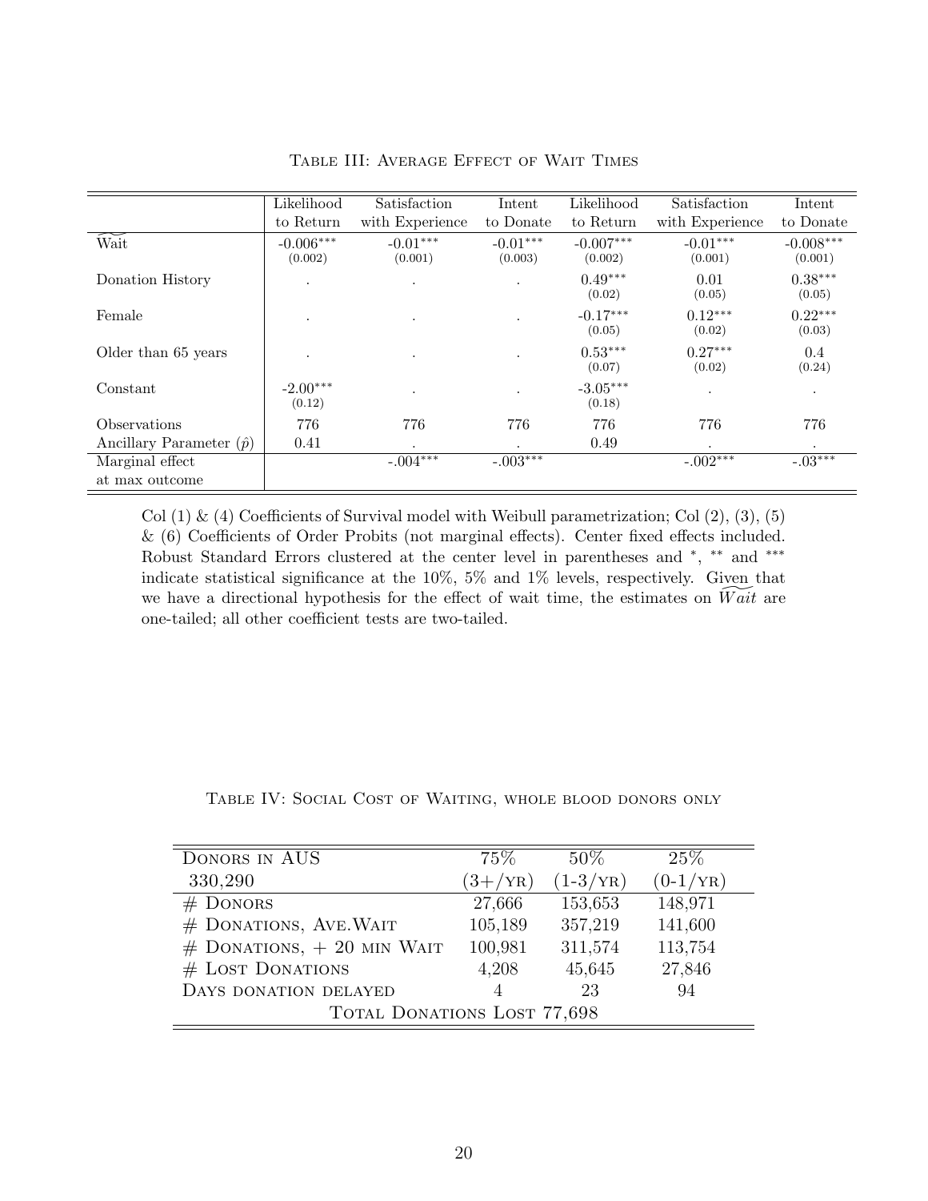Table III: Average Effect of Wait Times

| | Likelihood to Return | Satisfaction with Experience | Intent to Donate | Likelihood to Return | Satisfaction with Experience | Intent to Donate |
|---|---|---|---|---|---|---|
| $\widetilde{\text{Wait}}$ | -0.006*** (0.002) | -0.01*** (0.001) | -0.01*** (0.003) | -0.007*** (0.002) | -0.01*** (0.001) | -0.008*** (0.001) |
| Donation History | . | . | . | 0.49*** (0.02) | 0.01 (0.05) | 0.38*** (0.05) |
| Female | . | . | . | -0.17*** (0.05) | 0.12*** (0.02) | 0.22*** (0.03) |
| Older than 65 years | . | . | . | 0.53*** (0.07) | 0.27*** (0.02) | 0.4 (0.24) |
| Constant | -2.00*** (0.12) | . | . | -3.05*** (0.18) | . | . |
| Observations | 776 | 776 | 776 | 776 | 776 | 776 |
| Ancillary Parameter ($\hat{p}$) | 0.41 | . | . | 0.49 | . | . |
| Marginal effect at max outcome | | -.004*** | -.003*** | | -.002*** | -.03*** |

Col (1) & (4) Coefficients of Survival model with Weibull parametrization; Col (2), (3), (5) & (6) Coefficients of Order Probits (not marginal effects). Center fixed effects included. Robust Standard Errors clustered at the center level in parentheses and *, ** and *** indicate statistical significance at the 10%, 5% and 1% levels, respectively. Given that we have a directional hypothesis for the effect of wait time, the estimates on $\widetilde{Wait}$ are one-tailed; all other coefficient tests are two-tailed.

Table IV: Social Cost of Waiting, whole blood donors only

| Donors in AUS 330,290 | 75% (3+/yr) | 50% (1-3/yr) | 25% (0-1/yr) |
|---|---|---|---|
| # Donors | 27,666 | 153,653 | 148,971 |
| # Donations, Ave.Wait | 105,189 | 357,219 | 141,600 |
| # Donations, + 20 min Wait | 100,981 | 311,574 | 113,754 |
| # Lost Donations | 4,208 | 45,645 | 27,846 |
| Days donation delayed | 4 | 23 | 94 |
| Total Donations Lost 77,698 | | | |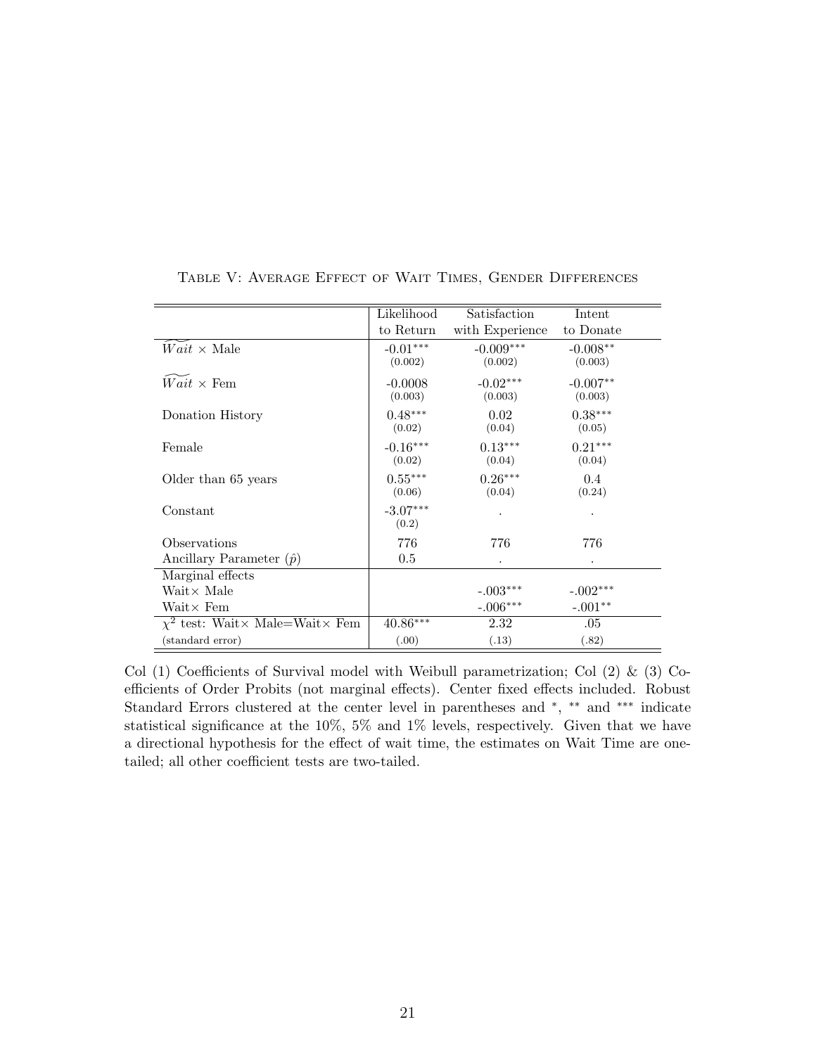Table V: Average Effect of Wait Times, Gender Differences

| | Likelihood to Return | Satisfaction with Experience | Intent to Donate |
|---|---|---|---|
| $\widetilde{Wait} \times$ Male | -0.01*** | -0.009*** | -0.008** |
| | (0.002) | (0.002) | (0.003) |
| $\widetilde{Wait} \times$ Fem | -0.0008 | -0.02*** | -0.007** |
| | (0.003) | (0.003) | (0.003) |
| Donation History | 0.48*** | 0.02 | 0.38*** |
| | (0.02) | (0.04) | (0.05) |
| Female | -0.16*** | 0.13*** | 0.21*** |
| | (0.02) | (0.04) | (0.04) |
| Older than 65 years | 0.55*** | 0.26*** | 0.4 |
| | (0.06) | (0.04) | (0.24) |
| Constant | -3.07*** | . | . |
| | (0.2) | | |
| Observations | 776 | 776 | 776 |
| Ancillary Parameter ($\hat{p}$) | 0.5 | . | . |
| Marginal effects | | | |
| Wait× Male | | -.003*** | -.002*** |
| Wait× Fem | | -.006*** | -.001** |
| $\chi^2$ test: Wait× Male=Wait× Fem | 40.86*** | 2.32 | .05 |
| (standard error) | (.00) | (.13) | (.82) |

Col (1) Coefficients of Survival model with Weibull parametrization; Col (2) & (3) Coefficients of Order Probits (not marginal effects). Center fixed effects included. Robust Standard Errors clustered at the center level in parentheses and *, ** and *** indicate statistical significance at the 10%, 5% and 1% levels, respectively. Given that we have a directional hypothesis for the effect of wait time, the estimates on Wait Time are one-tailed; all other coefficient tests are two-tailed.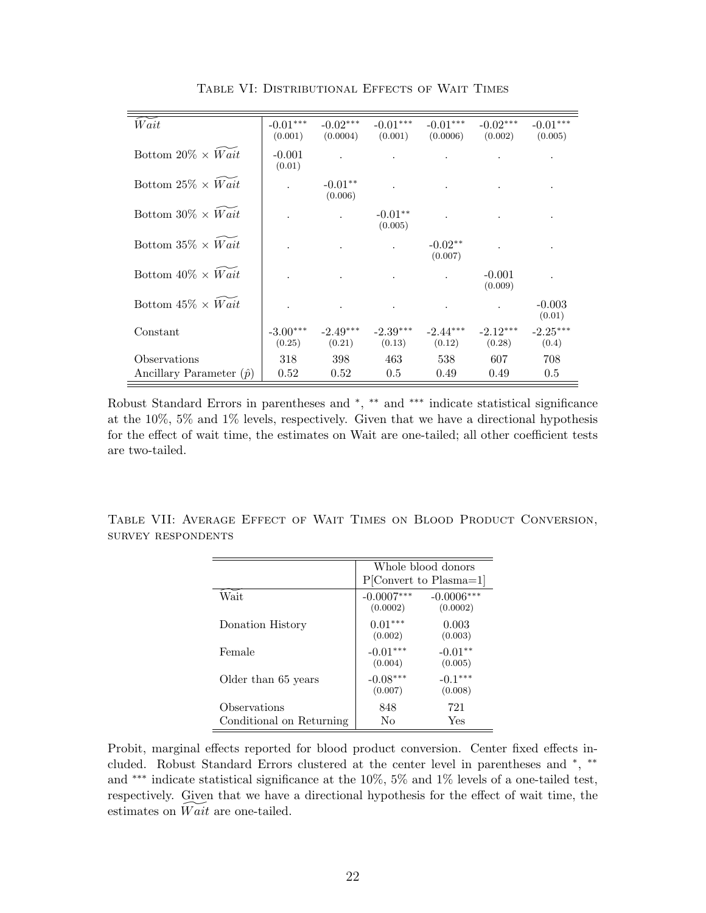Table VI: Distributional Effects of Wait Times

| | | | | | | |
|---|---|---|---|---|---|---|
| $\widetilde{Wait}$ | -0.01*** (0.001) | -0.02*** (0.0004) | -0.01*** (0.001) | -0.01*** (0.0006) | -0.02*** (0.002) | -0.01*** (0.005) |
| Bottom 20% × $\widetilde{Wait}$ | -0.001 (0.01) | . | . | . | . | . |
| Bottom 25% × $\widetilde{Wait}$ | . | -0.01** (0.006) | . | . | . | . |
| Bottom 30% × $\widetilde{Wait}$ | . | . | -0.01** (0.005) | . | . | . |
| Bottom 35% × $\widetilde{Wait}$ | . | . | . | -0.02** (0.007) | . | . |
| Bottom 40% × $\widetilde{Wait}$ | . | . | . | . | -0.001 (0.009) | . |
| Bottom 45% × $\widetilde{Wait}$ | . | . | . | . | . | -0.003 (0.01) |
| Constant | -3.00*** (0.25) | -2.49*** (0.21) | -2.39*** (0.13) | -2.44*** (0.12) | -2.12*** (0.28) | -2.25*** (0.4) |
| Observations | 318 | 398 | 463 | 538 | 607 | 708 |
| Ancillary Parameter ($\hat{p}$) | 0.52 | 0.52 | 0.5 | 0.49 | 0.49 | 0.5 |

Robust Standard Errors in parentheses and *, ** and *** indicate statistical significance at the 10%, 5% and 1% levels, respectively. Given that we have a directional hypothesis for the effect of wait time, the estimates on Wait are one-tailed; all other coefficient tests are two-tailed.

Table VII: Average Effect of Wait Times on Blood Product Conversion, survey respondents

| | Whole blood donors P[Convert to Plasma=1] | |
|---|---|---|
| $\widetilde{\text{Wait}}$ | -0.0007*** (0.0002) | -0.0006*** (0.0002) |
| Donation History | 0.01*** (0.002) | 0.003 (0.003) |
| Female | -0.01*** (0.004) | -0.01** (0.005) |
| Older than 65 years | -0.08*** (0.007) | -0.1*** (0.008) |
| Observations | 848 | 721 |
| Conditional on Returning | No | Yes |

Probit, marginal effects reported for blood product conversion. Center fixed effects included. Robust Standard Errors clustered at the center level in parentheses and *, ** and *** indicate statistical significance at the 10%, 5% and 1% levels of a one-tailed test, respectively. Given that we have a directional hypothesis for the effect of wait time, the estimates on $\widetilde{Wait}$ are one-tailed.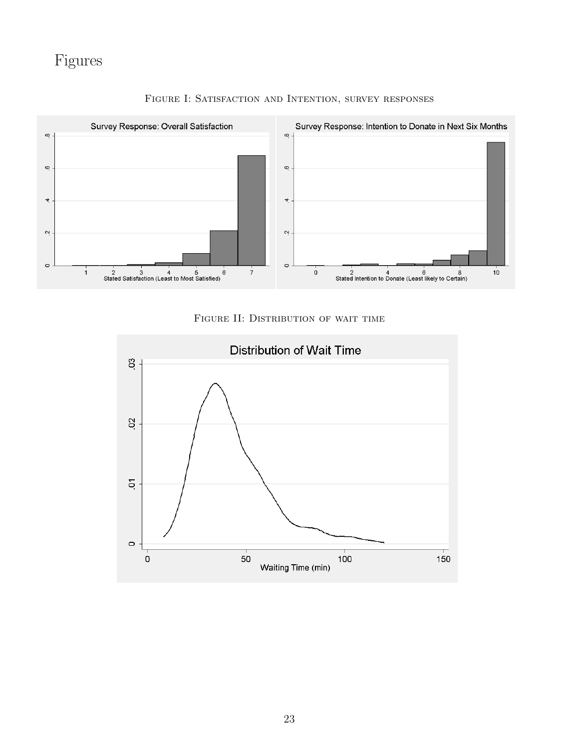# Figures

Figure I: Satisfaction and Intention, survey responses

Figure II: Distribution of wait time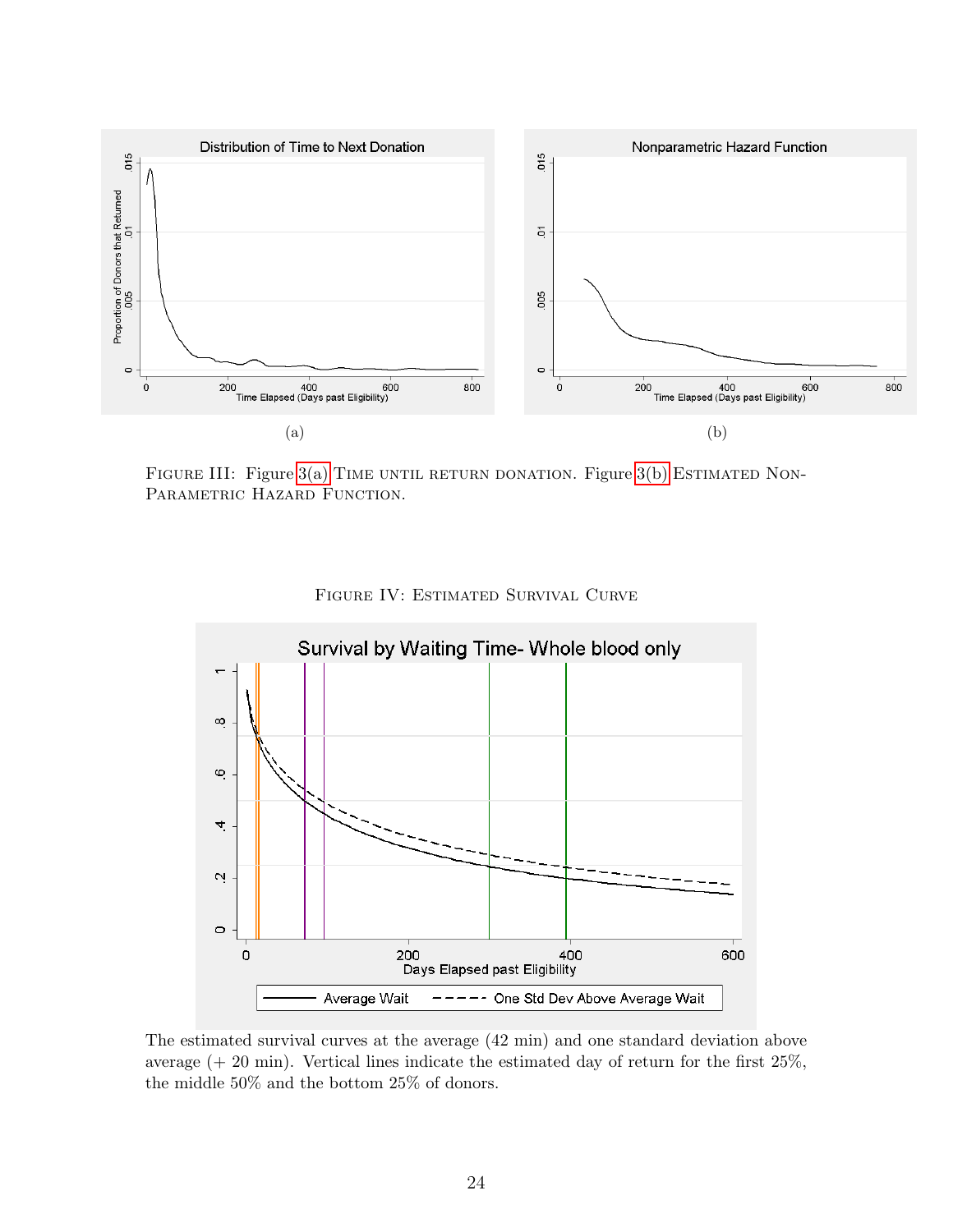(a)

(b)

Figure III: Figure 3(a) Time until return donation. Figure 3(b) Estimated Non-Parametric Hazard Function.

Figure IV: Estimated Survival Curve

The estimated survival curves at the average (42 min) and one standard deviation above average (+ 20 min). Vertical lines indicate the estimated day of return for the first 25%, the middle 50% and the bottom 25% of donors.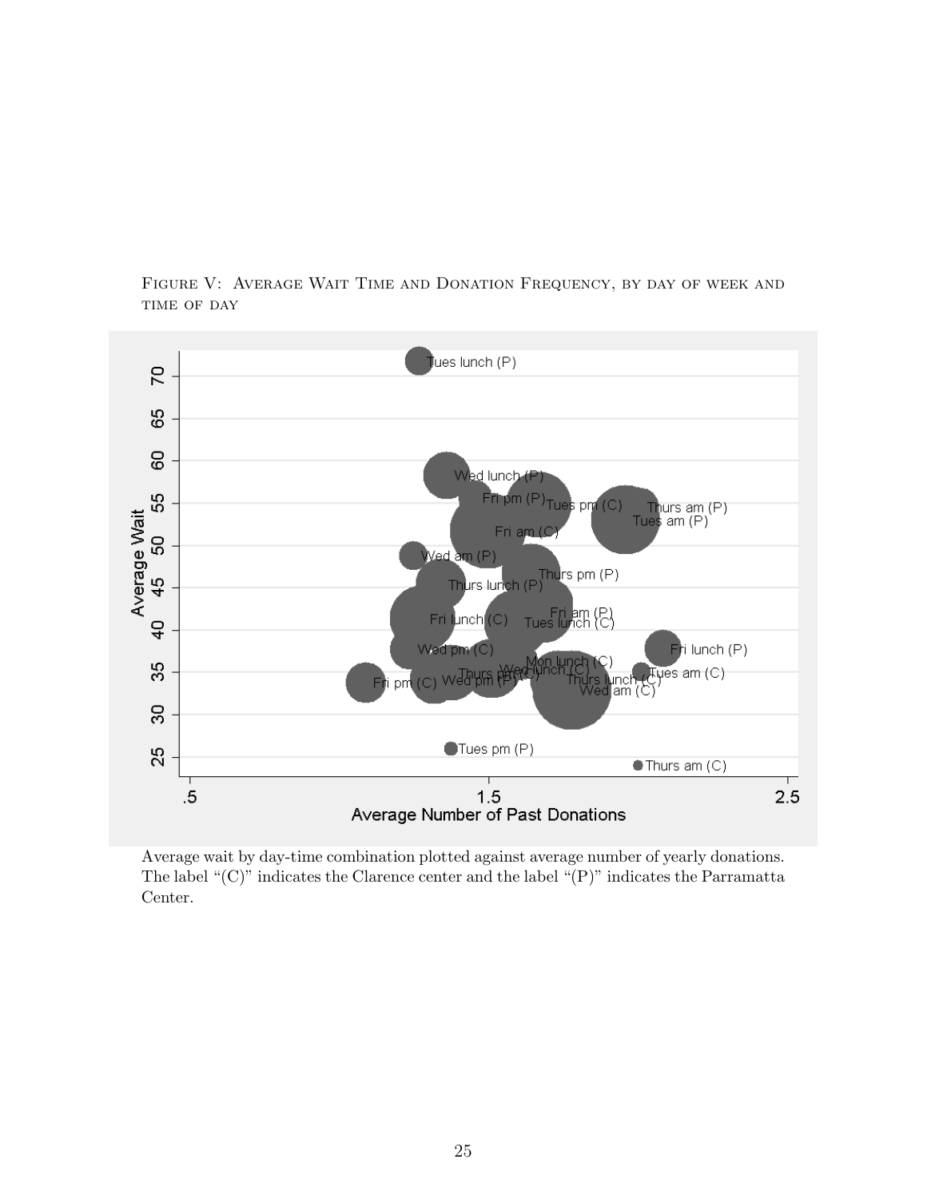Figure V: Average Wait Time and Donation Frequency, by day of week and time of day

Average wait by day-time combination plotted against average number of yearly donations. The label "(C)" indicates the Clarence center and the label "(P)" indicates the Parramatta Center.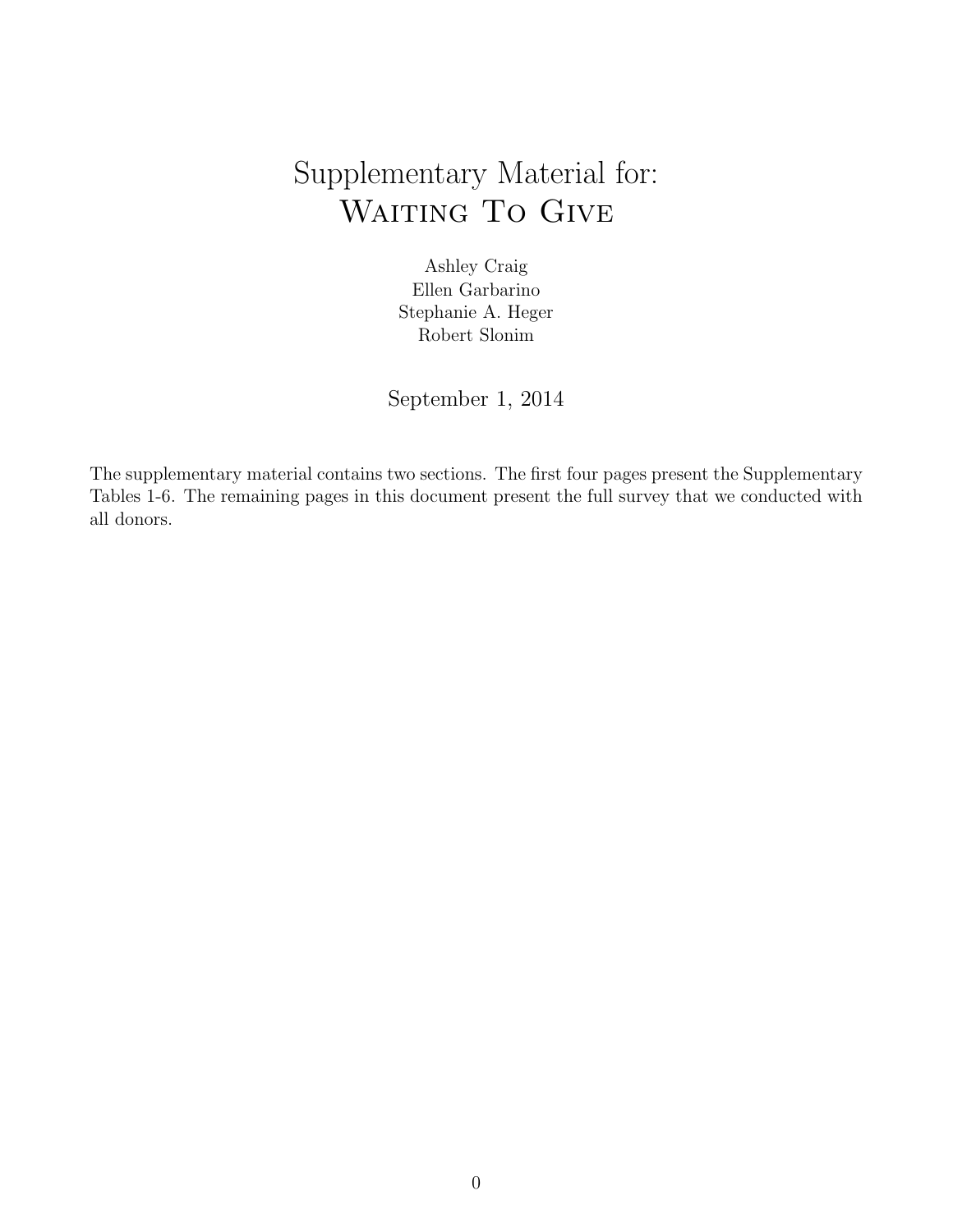# Supplementary Material for: Waiting To Give

Ashley Craig
Ellen Garbarino
Stephanie A. Heger
Robert Slonim

September 1, 2014

The supplementary material contains two sections. The first four pages present the Supplementary Tables 1-6. The remaining pages in this document present the full survey that we conducted with all donors.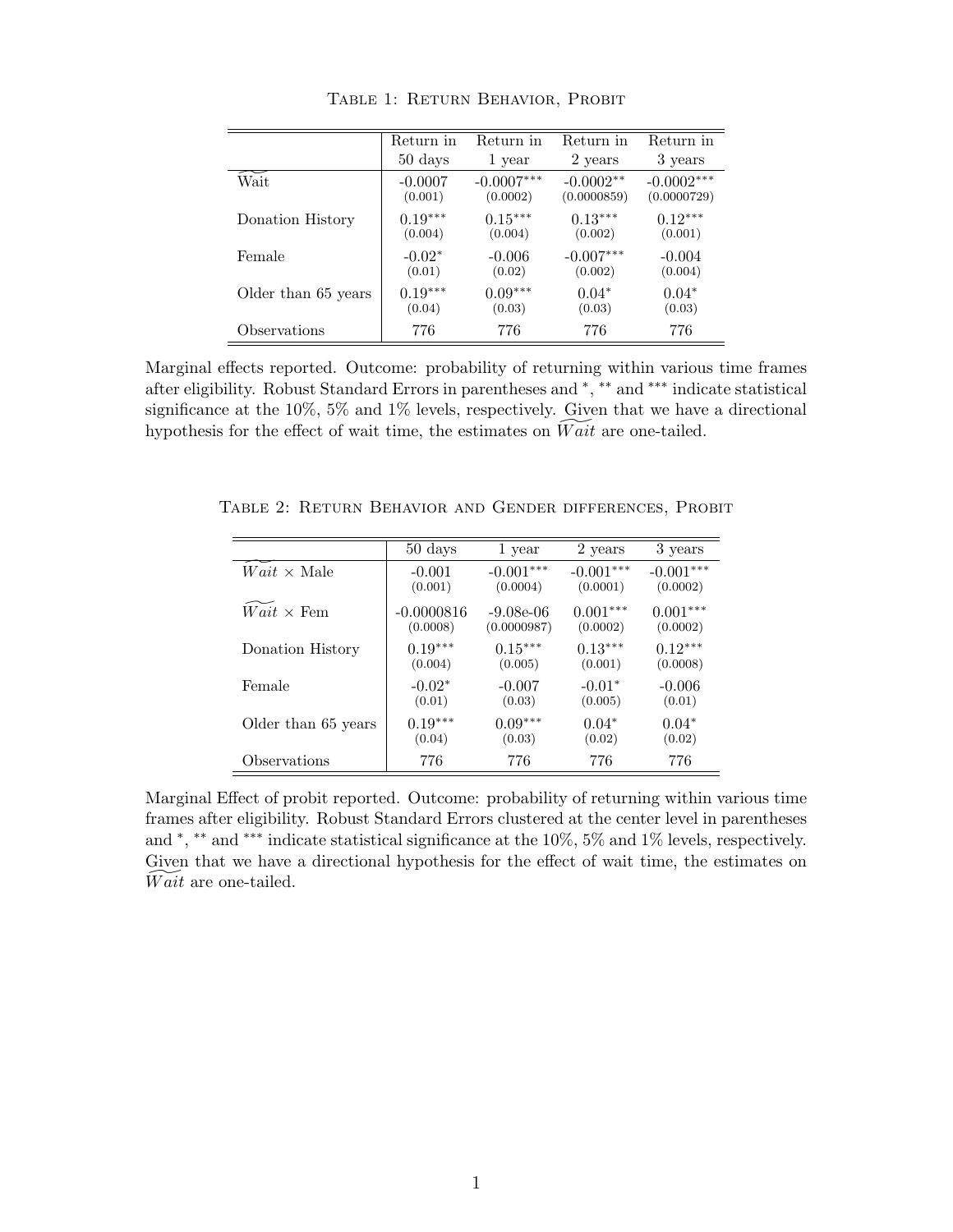Table 1: Return Behavior, Probit

| | Return in 50 days | Return in 1 year | Return in 2 years | Return in 3 years |
|---|---|---|---|---|
| $\widetilde{\text{Wait}}$ | -0.0007 | -0.0007*** | -0.0002** | -0.0002*** |
| | (0.001) | (0.0002) | (0.0000859) | (0.0000729) |
| Donation History | 0.19*** | 0.15*** | 0.13*** | 0.12*** |
| | (0.004) | (0.004) | (0.002) | (0.001) |
| Female | -0.02* | -0.006 | -0.007*** | -0.004 |
| | (0.01) | (0.02) | (0.002) | (0.004) |
| Older than 65 years | 0.19*** | 0.09*** | 0.04* | 0.04* |
| | (0.04) | (0.03) | (0.03) | (0.03) |
| Observations | 776 | 776 | 776 | 776 |

Marginal effects reported. Outcome: probability of returning within various time frames after eligibility. Robust Standard Errors in parentheses and *, ** and *** indicate statistical significance at the 10%, 5% and 1% levels, respectively. Given that we have a directional hypothesis for the effect of wait time, the estimates on $\widetilde{Wait}$ are one-tailed.

Table 2: Return Behavior and Gender differences, Probit

| | 50 days | 1 year | 2 years | 3 years |
|---|---|---|---|---|
| $\widetilde{Wait}$ × Male | -0.001 | -0.001*** | -0.001*** | -0.001*** |
| | (0.001) | (0.0004) | (0.0001) | (0.0002) |
| $\widetilde{Wait}$ × Fem | -0.0000816 | -9.08e-06 | 0.001*** | 0.001*** |
| | (0.0008) | (0.0000987) | (0.0002) | (0.0002) |
| Donation History | 0.19*** | 0.15*** | 0.13*** | 0.12*** |
| | (0.004) | (0.005) | (0.001) | (0.0008) |
| Female | -0.02* | -0.007 | -0.01* | -0.006 |
| | (0.01) | (0.03) | (0.005) | (0.01) |
| Older than 65 years | 0.19*** | 0.09*** | 0.04* | 0.04* |
| | (0.04) | (0.03) | (0.02) | (0.02) |
| Observations | 776 | 776 | 776 | 776 |

Marginal Effect of probit reported. Outcome: probability of returning within various time frames after eligibility. Robust Standard Errors clustered at the center level in parentheses and *, ** and *** indicate statistical significance at the 10%, 5% and 1% levels, respectively. Given that we have a directional hypothesis for the effect of wait time, the estimates on $\widetilde{Wait}$ are one-tailed.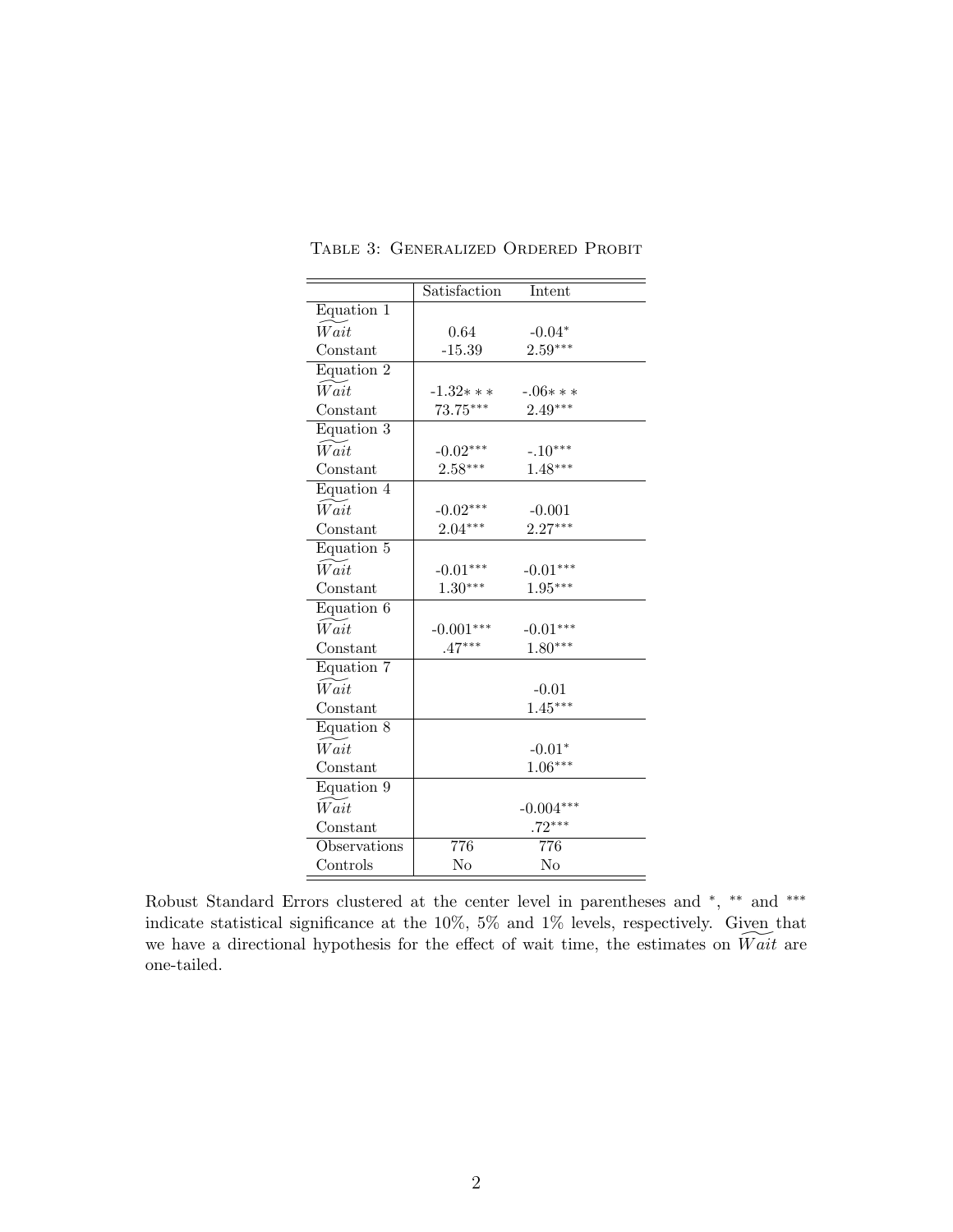Table 3: Generalized Ordered Probit

| | Satisfaction | Intent |
|---|---|---|
| Equation 1 | | |
| $\widetilde{Wait}$ | 0.64 | -0.04$^{*}$ |
| Constant | -15.39 | 2.59$^{***}$ |
| Equation 2 | | |
| $\widetilde{Wait}$ | -1.32$***$ | -.06$***$ |
| Constant | 73.75$^{***}$ | 2.49$^{***}$ |
| Equation 3 | | |
| $\widetilde{Wait}$ | -0.02$^{***}$ | -.10$^{***}$ |
| Constant | 2.58$^{***}$ | 1.48$^{***}$ |
| Equation 4 | | |
| $\widetilde{Wait}$ | -0.02$^{***}$ | -0.001 |
| Constant | 2.04$^{***}$ | 2.27$^{***}$ |
| Equation 5 | | |
| $\widetilde{Wait}$ | -0.01$^{***}$ | -0.01$^{***}$ |
| Constant | 1.30$^{***}$ | 1.95$^{***}$ |
| Equation 6 | | |
| $\widetilde{Wait}$ | -0.001$^{***}$ | -0.01$^{***}$ |
| Constant | .47$^{***}$ | 1.80$^{***}$ |
| Equation 7 | | |
| $\widetilde{Wait}$ | | -0.01 |
| Constant | | 1.45$^{***}$ |
| Equation 8 | | |
| $\widetilde{Wait}$ | | -0.01$^{*}$ |
| Constant | | 1.06$^{***}$ |
| Equation 9 | | |
| $\widetilde{Wait}$ | | -0.004$^{***}$ |
| Constant | | .72$^{***}$ |
| Observations | 776 | 776 |
| Controls | No | No |

Robust Standard Errors clustered at the center level in parentheses and $^{*}$, $^{**}$ and $^{***}$ indicate statistical significance at the 10%, 5% and 1% levels, respectively. Given that we have a directional hypothesis for the effect of wait time, the estimates on $\widetilde{Wait}$ are one-tailed.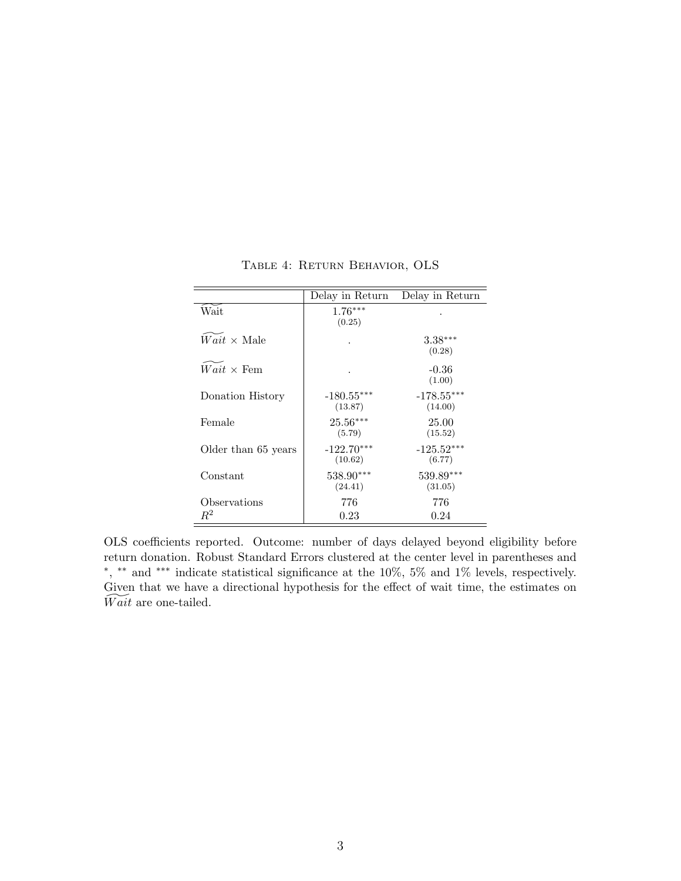Table 4: Return Behavior, OLS

| | Delay in Return | Delay in Return |
|---|---|---|
| $\widetilde{Wait}$ | $1.76^{***}$ (0.25) | . |
| $\widetilde{Wait} \times$ Male | . | $3.38^{***}$ (0.28) |
| $\widetilde{Wait} \times$ Fem | . | -0.36 (1.00) |
| Donation History | $-180.55^{***}$ (13.87) | $-178.55^{***}$ (14.00) |
| Female | $25.56^{***}$ (5.79) | 25.00 (15.52) |
| Older than 65 years | $-122.70^{***}$ (10.62) | $-125.52^{***}$ (6.77) |
| Constant | $538.90^{***}$ (24.41) | $539.89^{***}$ (31.05) |
| Observations | 776 | 776 |
| $R^2$ | 0.23 | 0.24 |

OLS coefficients reported. Outcome: number of days delayed beyond eligibility before return donation. Robust Standard Errors clustered at the center level in parentheses and $^{*}$, $^{**}$ and $^{***}$ indicate statistical significance at the 10%, 5% and 1% levels, respectively. Given that we have a directional hypothesis for the effect of wait time, the estimates on $\widetilde{Wait}$ are one-tailed.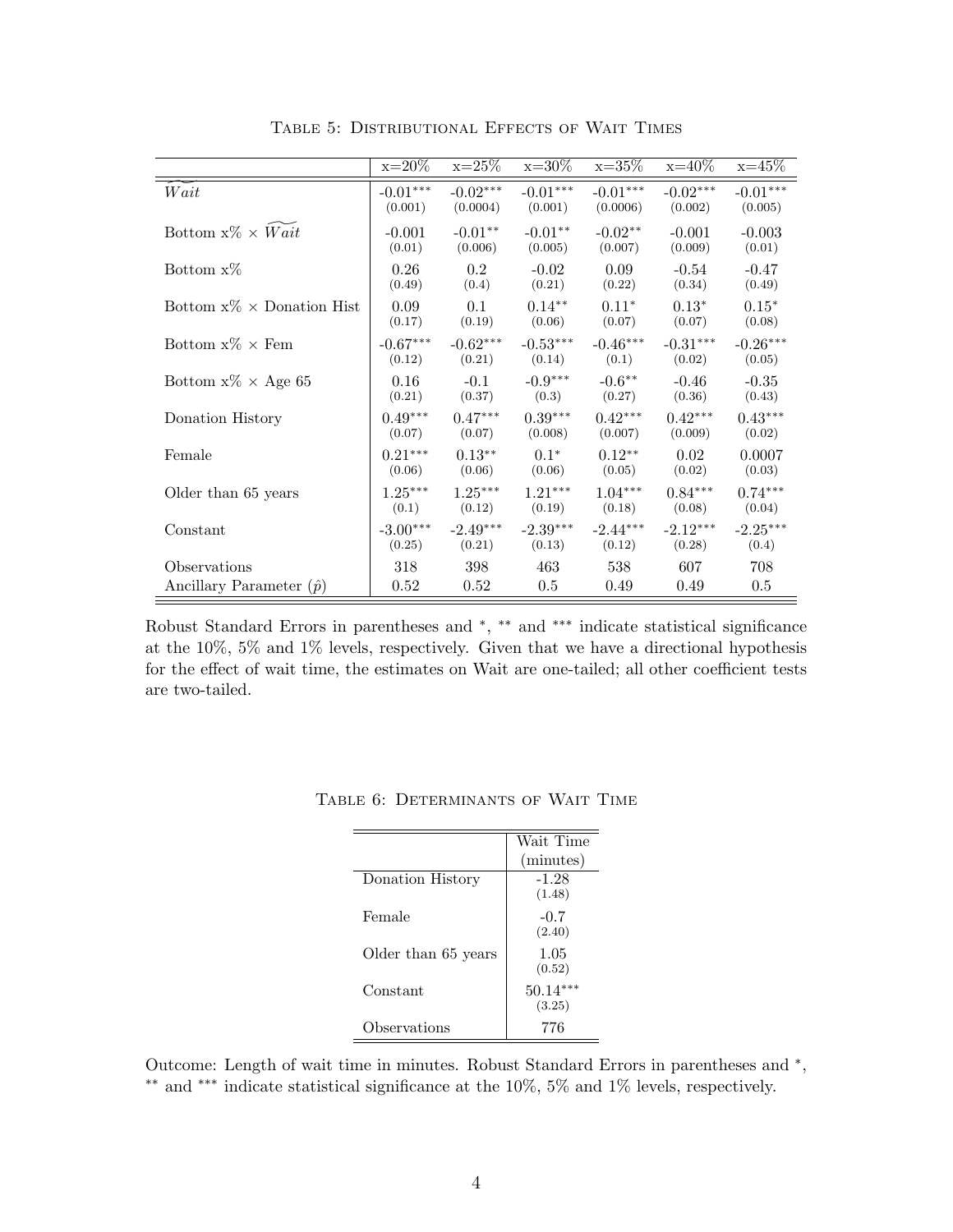Table 5: Distributional Effects of Wait Times

| | x=20% | x=25% | x=30% | x=35% | x=40% | x=45% |
|---|---|---|---|---|---|---|
| $\widetilde{Wait}$ | -0.01*** (0.001) | -0.02*** (0.0004) | -0.01*** (0.001) | -0.01*** (0.0006) | -0.02*** (0.002) | -0.01*** (0.005) |
| Bottom x% × $\widetilde{Wait}$ | -0.001 (0.01) | -0.01** (0.006) | -0.01** (0.005) | -0.02** (0.007) | -0.001 (0.009) | -0.003 (0.01) |
| Bottom x% | 0.26 (0.49) | 0.2 (0.4) | -0.02 (0.21) | 0.09 (0.22) | -0.54 (0.34) | -0.47 (0.49) |
| Bottom x% × Donation Hist | 0.09 (0.17) | 0.1 (0.19) | 0.14** (0.06) | 0.11* (0.07) | 0.13* (0.07) | 0.15* (0.08) |
| Bottom x% × Fem | -0.67*** (0.12) | -0.62*** (0.21) | -0.53*** (0.14) | -0.46*** (0.1) | -0.31*** (0.02) | -0.26*** (0.05) |
| Bottom x% × Age 65 | 0.16 (0.21) | -0.1 (0.37) | -0.9*** (0.3) | -0.6** (0.27) | -0.46 (0.36) | -0.35 (0.43) |
| Donation History | 0.49*** (0.07) | 0.47*** (0.07) | 0.39*** (0.008) | 0.42*** (0.007) | 0.42*** (0.009) | 0.43*** (0.02) |
| Female | 0.21*** (0.06) | 0.13** (0.06) | 0.1* (0.06) | 0.12** (0.05) | 0.02 (0.02) | 0.0007 (0.03) |
| Older than 65 years | 1.25*** (0.1) | 1.25*** (0.12) | 1.21*** (0.19) | 1.04*** (0.18) | 0.84*** (0.08) | 0.74*** (0.04) |
| Constant | -3.00*** (0.25) | -2.49*** (0.21) | -2.39*** (0.13) | -2.44*** (0.12) | -2.12*** (0.28) | -2.25*** (0.4) |
| Observations | 318 | 398 | 463 | 538 | 607 | 708 |
| Ancillary Parameter ($\hat{p}$) | 0.52 | 0.52 | 0.5 | 0.49 | 0.49 | 0.5 |

Robust Standard Errors in parentheses and *, ** and *** indicate statistical significance at the 10%, 5% and 1% levels, respectively. Given that we have a directional hypothesis for the effect of wait time, the estimates on Wait are one-tailed; all other coefficient tests are two-tailed.

Table 6: Determinants of Wait Time

| | Wait Time (minutes) |
|---|---|
| Donation History | -1.28 (1.48) |
| Female | -0.7 (2.40) |
| Older than 65 years | 1.05 (0.52) |
| Constant | 50.14*** (3.25) |
| Observations | 776 |

Outcome: Length of wait time in minutes. Robust Standard Errors in parentheses and *, ** and *** indicate statistical significance at the 10%, 5% and 1% levels, respectively.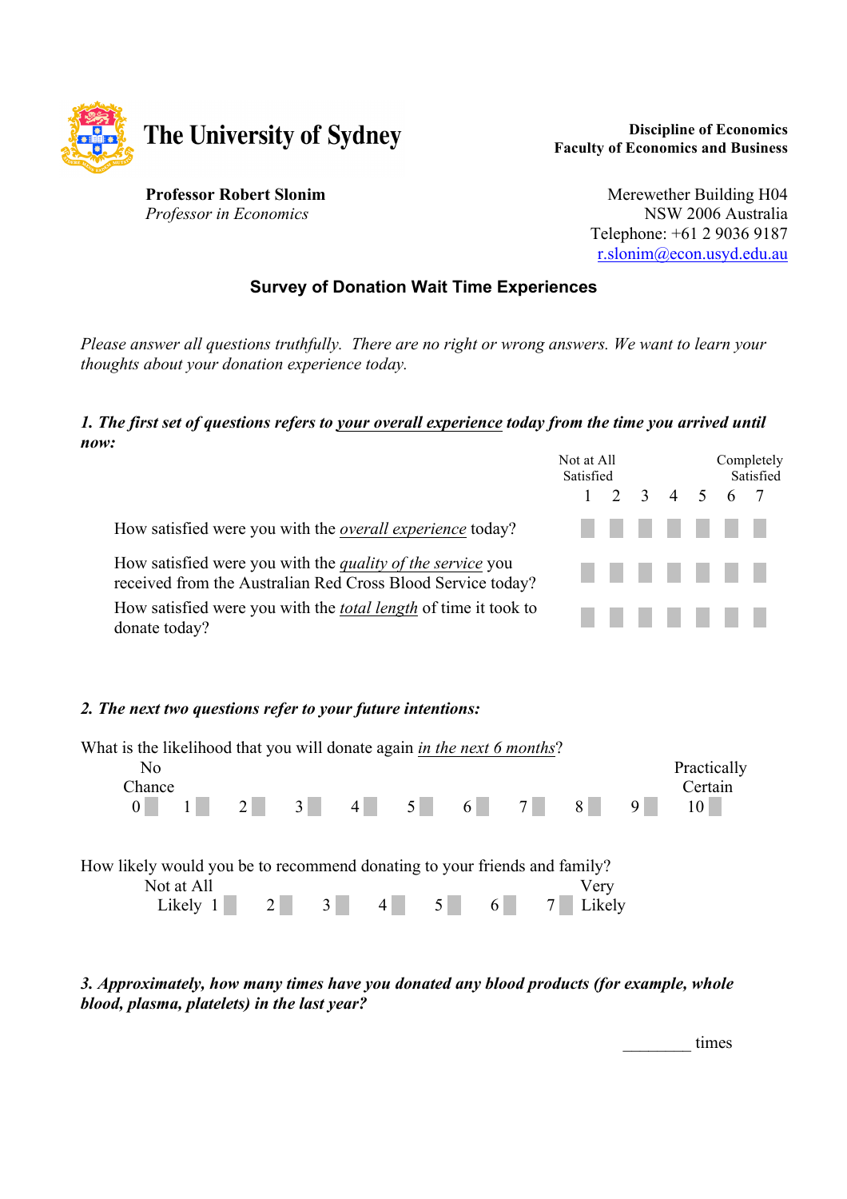**The University of Sydney**

**Discipline of Economics**
**Faculty of Economics and Business**

**Professor Robert Slonim**
*Professor in Economics*

Merewether Building H04
NSW 2006 Australia
Telephone: +61 2 9036 9187
r.slonim@econ.usyd.edu.au

## Survey of Donation Wait Time Experiences

*Please answer all questions truthfully. There are no right or wrong answers. We want to learn your thoughts about your donation experience today.*

***1. The first set of questions refers to <u>your overall experience</u> today from the time you arrived until now:***

| | Not at All Satisfied 1 | 2 | 3 | 4 | 5 | 6 | Completely Satisfied 7 |
|---|---|---|---|---|---|---|---|
| How satisfied were you with the *<u>overall experience</u>* today? | ☐ | ☐ | ☐ | ☐ | ☐ | ☐ | ☐ |
| How satisfied were you with the *<u>quality of the service</u>* you received from the Australian Red Cross Blood Service today? | ☐ | ☐ | ☐ | ☐ | ☐ | ☐ | ☐ |
| How satisfied were you with the *<u>total length</u>* of time it took to donate today? | ☐ | ☐ | ☐ | ☐ | ☐ | ☐ | ☐ |

***2. The next two questions refer to your future intentions:***

What is the likelihood that you will donate again *<u>in the next 6 months</u>*?

No Chance 0 ☐ 1 ☐ 2 ☐ 3 ☐ 4 ☐ 5 ☐ 6 ☐ 7 ☐ 8 ☐ 9 ☐ 10 ☐ Practically Certain

How likely would you be to recommend donating to your friends and family?

Not at All Likely 1 ☐ 2 ☐ 3 ☐ 4 ☐ 5 ☐ 6 ☐ 7 ☐ Very Likely

***3. Approximately, how many times have you donated any blood products (for example, whole blood, plasma, platelets) in the last year?***

________ times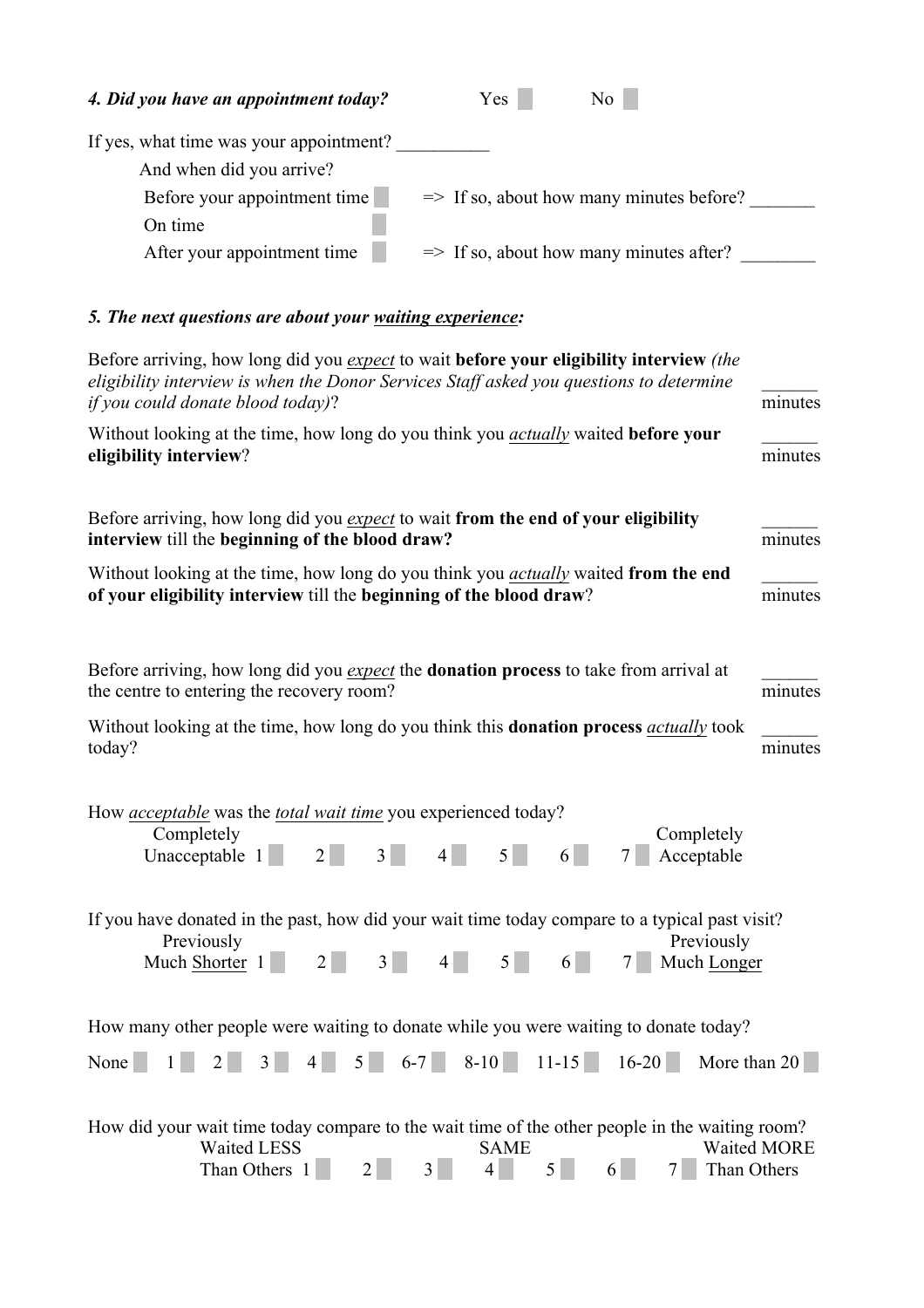***4. Did you have an appointment today?*** Yes ☐ No ☐

If yes, what time was your appointment? __________

And when did you arrive?

Before your appointment time ☐ => If so, about how many minutes before? _______

On time ☐

After your appointment time ☐ => If so, about how many minutes after? ________

***5. The next questions are about your <u>waiting experience</u>:***

Before arriving, how long did you <u>*expect*</u> to wait **before your eligibility interview** *(the eligibility interview is when the Donor Services Staff asked you questions to determine if you could donate blood today)*? ______ minutes

Without looking at the time, how long do you think you <u>*actually*</u> waited **before your eligibility interview**? ______ minutes

Before arriving, how long did you <u>*expect*</u> to wait **from the end of your eligibility interview** till the **beginning of the blood draw?** ______ minutes

Without looking at the time, how long do you think you <u>*actually*</u> waited **from the end of your eligibility interview** till the **beginning of the blood draw**? ______ minutes

Before arriving, how long did you <u>*expect*</u> the **donation process** to take from arrival at the centre to entering the recovery room? ______ minutes

Without looking at the time, how long do you think this **donation process** <u>*actually*</u> took today? ______ minutes

How <u>*acceptable*</u> was the <u>*total wait time*</u> you experienced today?

Completely Unacceptable 1 ☐ 2 ☐ 3 ☐ 4 ☐ 5 ☐ 6 ☐ 7 ☐ Completely Acceptable

If you have donated in the past, how did your wait time today compare to a typical past visit?

Previously Much <u>Shorter</u> 1 ☐ 2 ☐ 3 ☐ 4 ☐ 5 ☐ 6 ☐ 7 ☐ Previously Much <u>Longer</u>

How many other people were waiting to donate while you were waiting to donate today?

None ☐ 1 ☐ 2 ☐ 3 ☐ 4 ☐ 5 ☐ 6-7 ☐ 8-10 ☐ 11-15 ☐ 16-20 ☐ More than 20 ☐

How did your wait time today compare to the wait time of the other people in the waiting room?

Waited LESS Than Others 1 ☐ 2 ☐ 3 ☐ 4 ☐ (SAME) 5 ☐ 6 ☐ 7 ☐ Waited MORE Than Others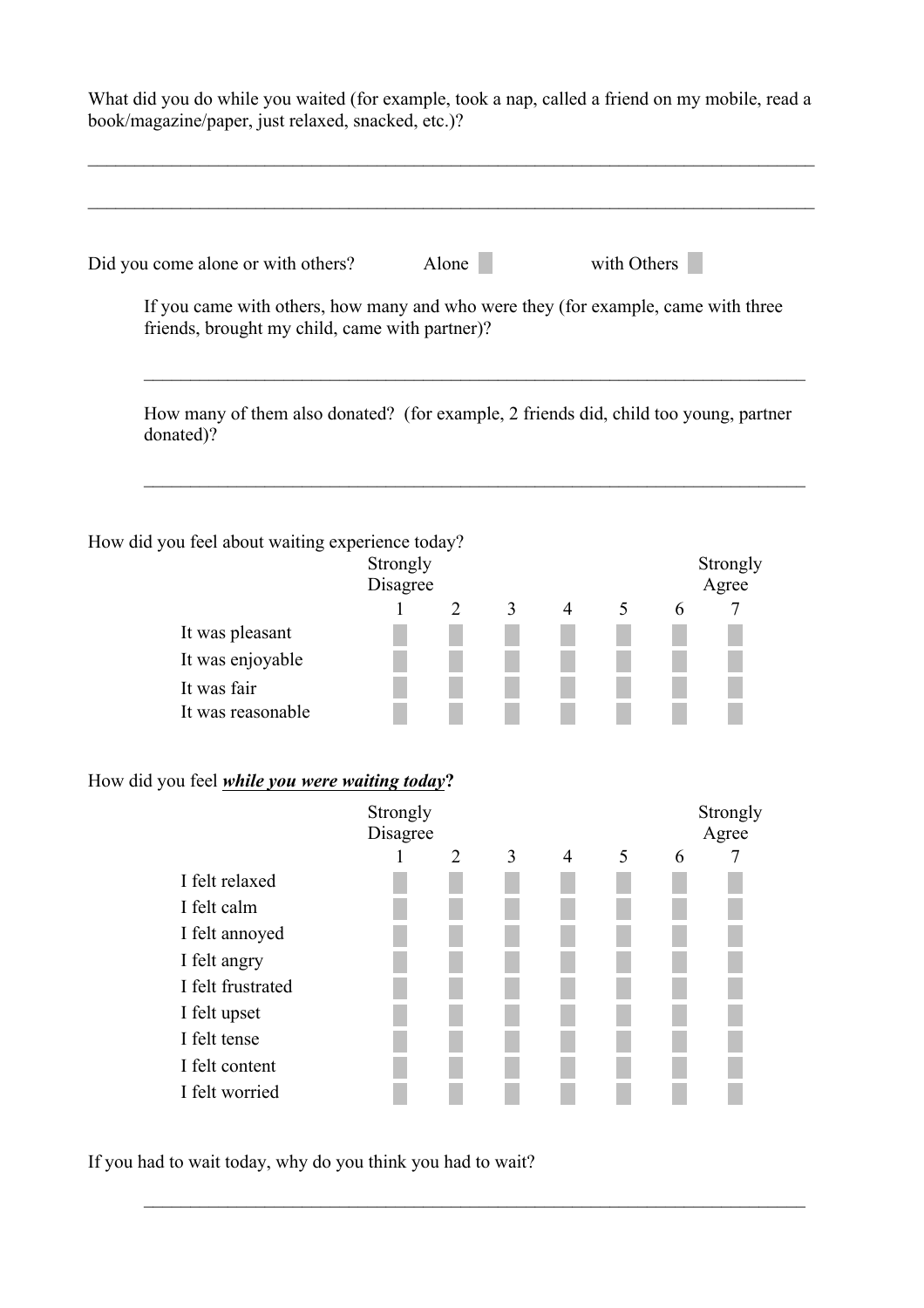What did you do while you waited (for example, took a nap, called a friend on my mobile, read a book/magazine/paper, just relaxed, snacked, etc.)?

\_\_\_\_\_\_\_\_\_\_\_\_\_\_\_\_\_\_\_\_\_\_\_\_\_\_\_\_\_\_\_\_\_\_\_\_\_\_\_\_\_\_\_\_\_\_\_\_\_\_\_\_\_\_\_\_\_\_\_\_\_\_\_\_\_\_\_\_\_\_\_\_\_\_\_\_

\_\_\_\_\_\_\_\_\_\_\_\_\_\_\_\_\_\_\_\_\_\_\_\_\_\_\_\_\_\_\_\_\_\_\_\_\_\_\_\_\_\_\_\_\_\_\_\_\_\_\_\_\_\_\_\_\_\_\_\_\_\_\_\_\_\_\_\_\_\_\_\_\_\_\_\_

Did you come alone or with others? Alone ☐ with Others ☐

If you came with others, how many and who were they (for example, came with three friends, brought my child, came with partner)?

\_\_\_\_\_\_\_\_\_\_\_\_\_\_\_\_\_\_\_\_\_\_\_\_\_\_\_\_\_\_\_\_\_\_\_\_\_\_\_\_\_\_\_\_\_\_\_\_\_\_\_\_\_\_\_\_\_\_\_\_\_\_\_\_\_\_\_\_\_\_

How many of them also donated? (for example, 2 friends did, child too young, partner donated)?

\_\_\_\_\_\_\_\_\_\_\_\_\_\_\_\_\_\_\_\_\_\_\_\_\_\_\_\_\_\_\_\_\_\_\_\_\_\_\_\_\_\_\_\_\_\_\_\_\_\_\_\_\_\_\_\_\_\_\_\_\_\_\_\_\_\_\_\_\_\_

How did you feel about waiting experience today?

| | Strongly Disagree 1 | 2 | 3 | 4 | 5 | 6 | Strongly Agree 7 |
|---|---|---|---|---|---|---|---|
| It was pleasant | ☐ | ☐ | ☐ | ☐ | ☐ | ☐ | ☐ |
| It was enjoyable | ☐ | ☐ | ☐ | ☐ | ☐ | ☐ | ☐ |
| It was fair | ☐ | ☐ | ☐ | ☐ | ☐ | ☐ | ☐ |
| It was reasonable | ☐ | ☐ | ☐ | ☐ | ☐ | ☐ | ☐ |

How did you feel ***<u>while you were waiting today</u>*****?**

| | Strongly Disagree 1 | 2 | 3 | 4 | 5 | 6 | Strongly Agree 7 |
|---|---|---|---|---|---|---|---|
| I felt relaxed | ☐ | ☐ | ☐ | ☐ | ☐ | ☐ | ☐ |
| I felt calm | ☐ | ☐ | ☐ | ☐ | ☐ | ☐ | ☐ |
| I felt annoyed | ☐ | ☐ | ☐ | ☐ | ☐ | ☐ | ☐ |
| I felt angry | ☐ | ☐ | ☐ | ☐ | ☐ | ☐ | ☐ |
| I felt frustrated | ☐ | ☐ | ☐ | ☐ | ☐ | ☐ | ☐ |
| I felt upset | ☐ | ☐ | ☐ | ☐ | ☐ | ☐ | ☐ |
| I felt tense | ☐ | ☐ | ☐ | ☐ | ☐ | ☐ | ☐ |
| I felt content | ☐ | ☐ | ☐ | ☐ | ☐ | ☐ | ☐ |
| I felt worried | ☐ | ☐ | ☐ | ☐ | ☐ | ☐ | ☐ |

If you had to wait today, why do you think you had to wait?

\_\_\_\_\_\_\_\_\_\_\_\_\_\_\_\_\_\_\_\_\_\_\_\_\_\_\_\_\_\_\_\_\_\_\_\_\_\_\_\_\_\_\_\_\_\_\_\_\_\_\_\_\_\_\_\_\_\_\_\_\_\_\_\_\_\_\_\_\_\_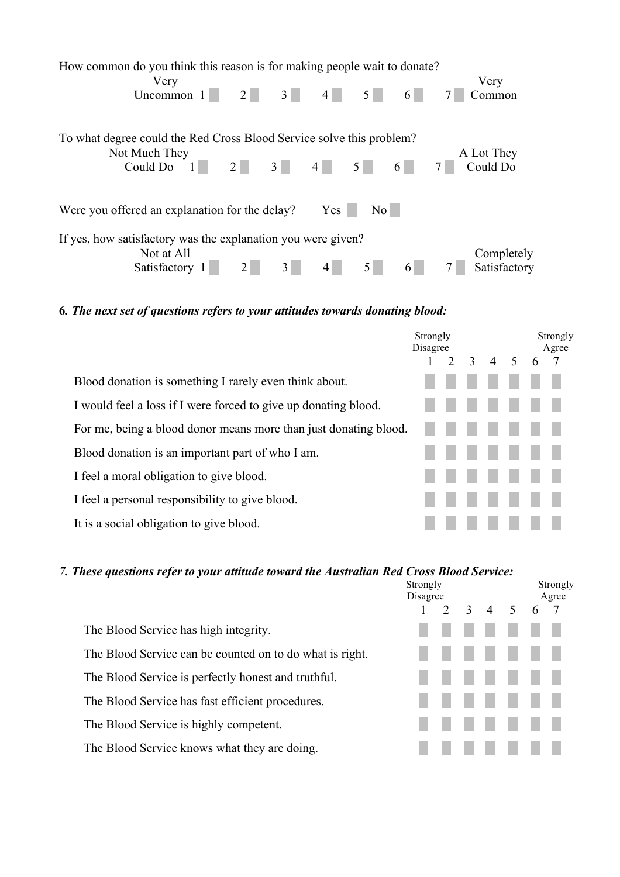How common do you think this reason is for making people wait to donate?

| Very Uncommon | 1 | 2 | 3 | 4 | 5 | 6 | 7 | Very Common |
|---|---|---|---|---|---|---|---|---|

To what degree could the Red Cross Blood Service solve this problem?

| Not Much They Could Do | 1 | 2 | 3 | 4 | 5 | 6 | 7 | A Lot They Could Do |
|---|---|---|---|---|---|---|---|---|

Were you offered an explanation for the delay? Yes ☐ No ☐

If yes, how satisfactory was the explanation you were given?

| Not at All Satisfactory | 1 | 2 | 3 | 4 | 5 | 6 | 7 | Completely Satisfactory |
|---|---|---|---|---|---|---|---|---|

**6.** ***The next set of questions refers to your <u>attitudes towards donating blood</u>:***

| | Strongly Disagree 1 | 2 | 3 | 4 | 5 | 6 | Strongly Agree 7 |
|---|---|---|---|---|---|---|---|
| Blood donation is something I rarely even think about. | | | | | | | |
| I would feel a loss if I were forced to give up donating blood. | | | | | | | |
| For me, being a blood donor means more than just donating blood. | | | | | | | |
| Blood donation is an important part of who I am. | | | | | | | |
| I feel a moral obligation to give blood. | | | | | | | |
| I feel a personal responsibility to give blood. | | | | | | | |
| It is a social obligation to give blood. | | | | | | | |

***7. These questions refer to your attitude toward the Australian Red Cross Blood Service:***

| | Strongly Disagree 1 | 2 | 3 | 4 | 5 | 6 | Strongly Agree 7 |
|---|---|---|---|---|---|---|---|
| The Blood Service has high integrity. | | | | | | | |
| The Blood Service can be counted on to do what is right. | | | | | | | |
| The Blood Service is perfectly honest and truthful. | | | | | | | |
| The Blood Service has fast efficient procedures. | | | | | | | |
| The Blood Service is highly competent. | | | | | | | |
| The Blood Service knows what they are doing. | | | | | | | |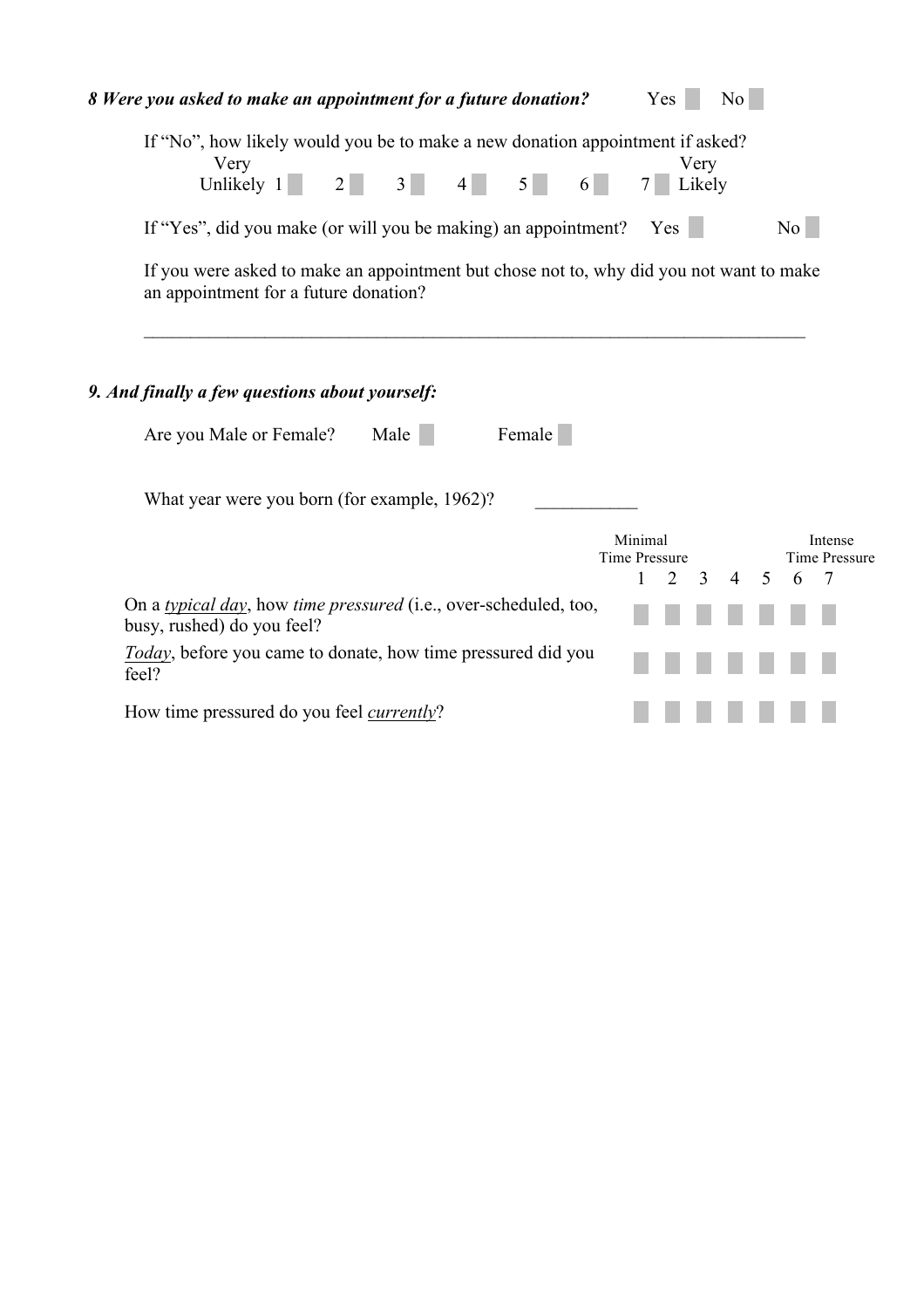***8 Were you asked to make an appointment for a future donation?*** Yes ☐ No ☐

If "No", how likely would you be to make a new donation appointment if asked?

Very Unlikely 1 ☐ 2 ☐ 3 ☐ 4 ☐ 5 ☐ 6 ☐ 7 ☐ Very Likely

If "Yes", did you make (or will you be making) an appointment? Yes ☐ No ☐

If you were asked to make an appointment but chose not to, why did you not want to make an appointment for a future donation?

\_\_\_\_\_\_\_\_\_\_\_\_\_\_\_\_\_\_\_\_\_\_\_\_\_\_\_\_\_\_\_\_\_\_\_\_\_\_\_\_\_\_\_\_\_\_\_\_\_\_\_\_\_\_\_\_\_\_\_\_\_\_\_\_\_\_\_\_\_\_

***9. And finally a few questions about yourself:***

Are you Male or Female? Male ☐ Female ☐

What year were you born (for example, 1962)? \_\_\_\_\_\_\_\_\_\_\_

| | Minimal Time Pressure 1 | 2 | 3 | 4 | 5 | 6 | Intense Time Pressure 7 |
|---|---|---|---|---|---|---|---|
| On a *typical day*, how *time pressured* (i.e., over-scheduled, too, busy, rushed) do you feel? | ☐ | ☐ | ☐ | ☐ | ☐ | ☐ | ☐ |
| *Today*, before you came to donate, how time pressured did you feel? | ☐ | ☐ | ☐ | ☐ | ☐ | ☐ | ☐ |
| How time pressured do you feel *currently*? | ☐ | ☐ | ☐ | ☐ | ☐ | ☐ | ☐ |